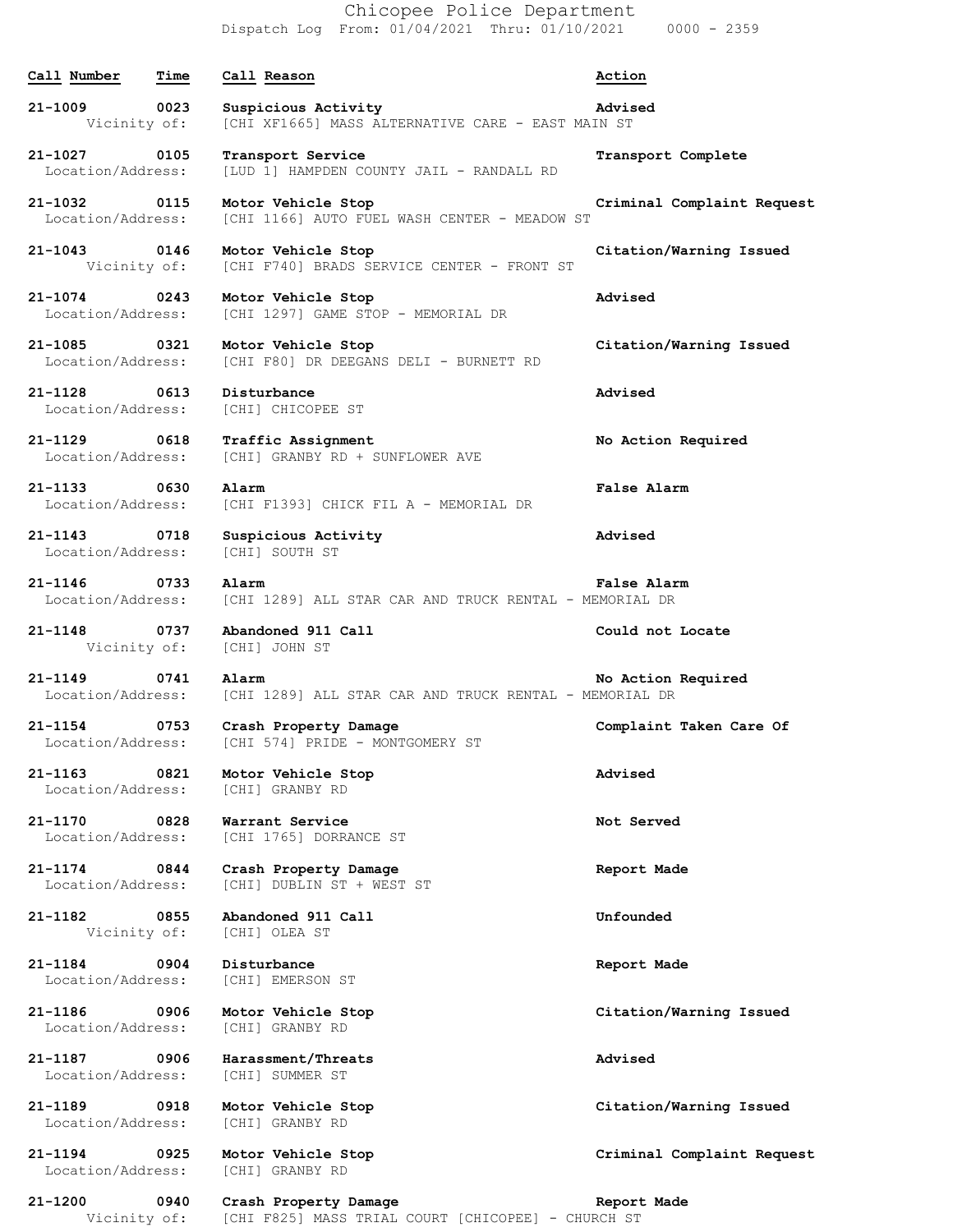# Chicopee Police Department

Dispatch Log From: 01/04/2021 Thru: 01/10/2021 0000 - 2359

| Call Number | Time | Call Reason | Action |
|---|---|---|---|
| **21-1009** | **0023** | **Suspicious Activity** | **Advised** |
| Vicinity of: | | [CHI XF1665] MASS ALTERNATIVE CARE - EAST MAIN ST | |
| **21-1027** | **0105** | **Transport Service** | **Transport Complete** |
| Location/Address: | | [LUD 1] HAMPDEN COUNTY JAIL - RANDALL RD | |
| **21-1032** | **0115** | **Motor Vehicle Stop** | **Criminal Complaint Request** |
| Location/Address: | | [CHI 1166] AUTO FUEL WASH CENTER - MEADOW ST | |
| **21-1043** | **0146** | **Motor Vehicle Stop** | **Citation/Warning Issued** |
| Vicinity of: | | [CHI F740] BRADS SERVICE CENTER - FRONT ST | |
| **21-1074** | **0243** | **Motor Vehicle Stop** | **Advised** |
| Location/Address: | | [CHI 1297] GAME STOP - MEMORIAL DR | |
| **21-1085** | **0321** | **Motor Vehicle Stop** | **Citation/Warning Issued** |
| Location/Address: | | [CHI F80] DR DEEGANS DELI - BURNETT RD | |
| **21-1128** | **0613** | **Disturbance** | **Advised** |
| Location/Address: | | [CHI] CHICOPEE ST | |
| **21-1129** | **0618** | **Traffic Assignment** | **No Action Required** |
| Location/Address: | | [CHI] GRANBY RD + SUNFLOWER AVE | |
| **21-1133** | **0630** | **Alarm** | **False Alarm** |
| Location/Address: | | [CHI F1393] CHICK FIL A - MEMORIAL DR | |
| **21-1143** | **0718** | **Suspicious Activity** | **Advised** |
| Location/Address: | | [CHI] SOUTH ST | |
| **21-1146** | **0733** | **Alarm** | **False Alarm** |
| Location/Address: | | [CHI 1289] ALL STAR CAR AND TRUCK RENTAL - MEMORIAL DR | |
| **21-1148** | **0737** | **Abandoned 911 Call** | **Could not Locate** |
| Vicinity of: | | [CHI] JOHN ST | |
| **21-1149** | **0741** | **Alarm** | **No Action Required** |
| Location/Address: | | [CHI 1289] ALL STAR CAR AND TRUCK RENTAL - MEMORIAL DR | |
| **21-1154** | **0753** | **Crash Property Damage** | **Complaint Taken Care Of** |
| Location/Address: | | [CHI 574] PRIDE - MONTGOMERY ST | |
| **21-1163** | **0821** | **Motor Vehicle Stop** | **Advised** |
| Location/Address: | | [CHI] GRANBY RD | |
| **21-1170** | **0828** | **Warrant Service** | **Not Served** |
| Location/Address: | | [CHI 1765] DORRANCE ST | |
| **21-1174** | **0844** | **Crash Property Damage** | **Report Made** |
| Location/Address: | | [CHI] DUBLIN ST + WEST ST | |
| **21-1182** | **0855** | **Abandoned 911 Call** | **Unfounded** |
| Vicinity of: | | [CHI] OLEA ST | |
| **21-1184** | **0904** | **Disturbance** | **Report Made** |
| Location/Address: | | [CHI] EMERSON ST | |
| **21-1186** | **0906** | **Motor Vehicle Stop** | **Citation/Warning Issued** |
| Location/Address: | | [CHI] GRANBY RD | |
| **21-1187** | **0906** | **Harassment/Threats** | **Advised** |
| Location/Address: | | [CHI] SUMMER ST | |
| **21-1189** | **0918** | **Motor Vehicle Stop** | **Citation/Warning Issued** |
| Location/Address: | | [CHI] GRANBY RD | |
| **21-1194** | **0925** | **Motor Vehicle Stop** | **Criminal Complaint Request** |
| Location/Address: | | [CHI] GRANBY RD | |
| **21-1200** | **0940** | **Crash Property Damage** | **Report Made** |
| Vicinity of: | | [CHI F825] MASS TRIAL COURT [CHICOPEE] - CHURCH ST | |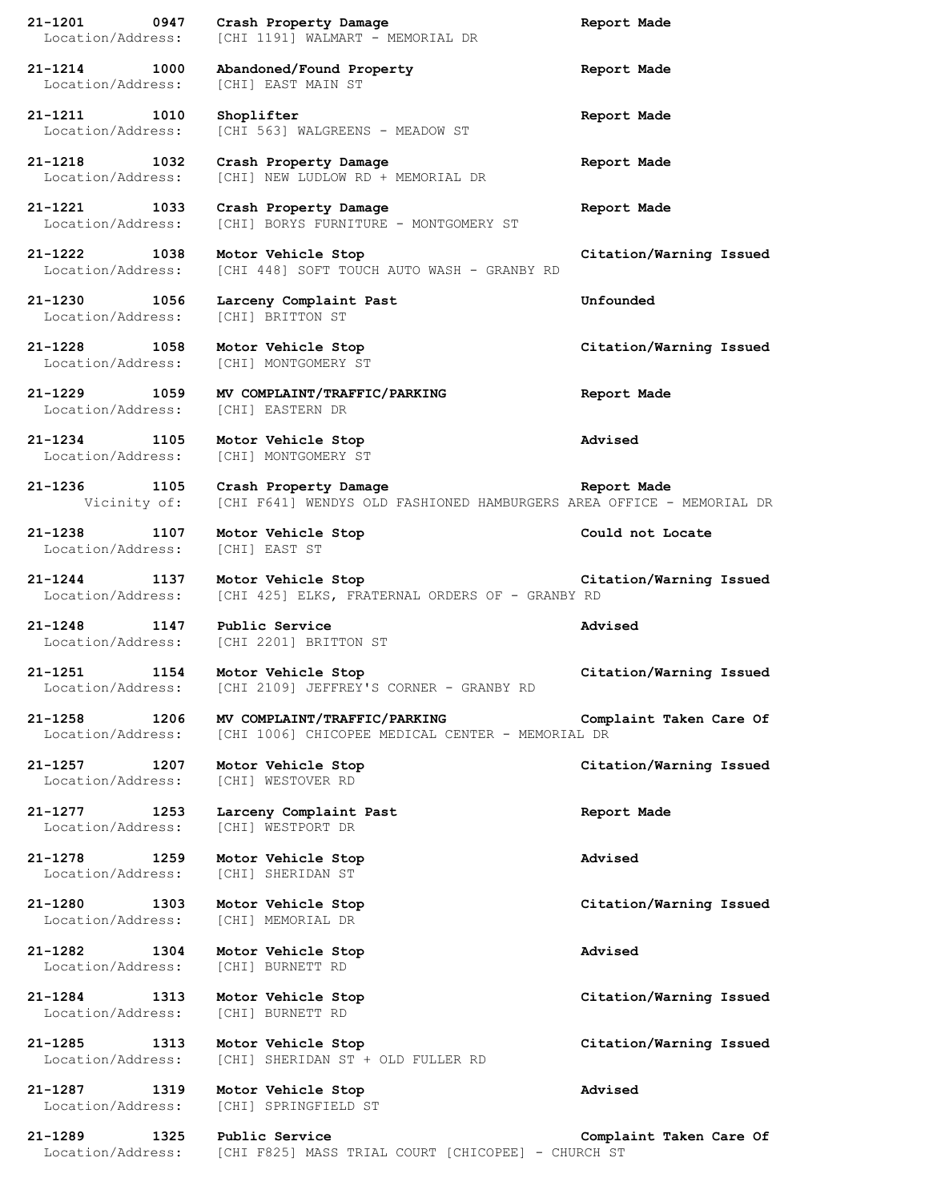**21-1201 0947 Crash Property Damage** **Report Made**
Location/Address: [CHI 1191] WALMART - MEMORIAL DR

**21-1214 1000 Abandoned/Found Property** **Report Made**
Location/Address: [CHI] EAST MAIN ST

**21-1211 1010 Shoplifter** **Report Made**
Location/Address: [CHI 563] WALGREENS - MEADOW ST

**21-1218 1032 Crash Property Damage** **Report Made**
Location/Address: [CHI] NEW LUDLOW RD + MEMORIAL DR

**21-1221 1033 Crash Property Damage** **Report Made**
Location/Address: [CHI] BORYS FURNITURE - MONTGOMERY ST

**21-1222 1038 Motor Vehicle Stop** **Citation/Warning Issued**
Location/Address: [CHI 448] SOFT TOUCH AUTO WASH - GRANBY RD

**21-1230 1056 Larceny Complaint Past** **Unfounded**
Location/Address: [CHI] BRITTON ST

**21-1228 1058 Motor Vehicle Stop** **Citation/Warning Issued**
Location/Address: [CHI] MONTGOMERY ST

**21-1229 1059 MV COMPLAINT/TRAFFIC/PARKING** **Report Made**
Location/Address: [CHI] EASTERN DR

**21-1234 1105 Motor Vehicle Stop** **Advised**
Location/Address: [CHI] MONTGOMERY ST

**21-1236 1105 Crash Property Damage** **Report Made**
Vicinity of: [CHI F641] WENDYS OLD FASHIONED HAMBURGERS AREA OFFICE - MEMORIAL DR

**21-1238 1107 Motor Vehicle Stop** **Could not Locate**
Location/Address: [CHI] EAST ST

**21-1244 1137 Motor Vehicle Stop** **Citation/Warning Issued**
Location/Address: [CHI 425] ELKS, FRATERNAL ORDERS OF - GRANBY RD

**21-1248 1147 Public Service** **Advised**
Location/Address: [CHI 2201] BRITTON ST

**21-1251 1154 Motor Vehicle Stop** **Citation/Warning Issued**
Location/Address: [CHI 2109] JEFFREY'S CORNER - GRANBY RD

**21-1258 1206 MV COMPLAINT/TRAFFIC/PARKING** **Complaint Taken Care Of**
Location/Address: [CHI 1006] CHICOPEE MEDICAL CENTER - MEMORIAL DR

**21-1257 1207 Motor Vehicle Stop** **Citation/Warning Issued**
Location/Address: [CHI] WESTOVER RD

**21-1277 1253 Larceny Complaint Past** **Report Made**
Location/Address: [CHI] WESTPORT DR

**21-1278 1259 Motor Vehicle Stop** **Advised**
Location/Address: [CHI] SHERIDAN ST

**21-1280 1303 Motor Vehicle Stop** **Citation/Warning Issued**
Location/Address: [CHI] MEMORIAL DR

**21-1282 1304 Motor Vehicle Stop** **Advised**
Location/Address: [CHI] BURNETT RD

**21-1284 1313 Motor Vehicle Stop** **Citation/Warning Issued**
Location/Address: [CHI] BURNETT RD

**21-1285 1313 Motor Vehicle Stop** **Citation/Warning Issued**
Location/Address: [CHI] SHERIDAN ST + OLD FULLER RD

**21-1287 1319 Motor Vehicle Stop** **Advised**
Location/Address: [CHI] SPRINGFIELD ST

**21-1289 1325 Public Service** **Complaint Taken Care Of**
Location/Address: [CHI F825] MASS TRIAL COURT [CHICOPEE] - CHURCH ST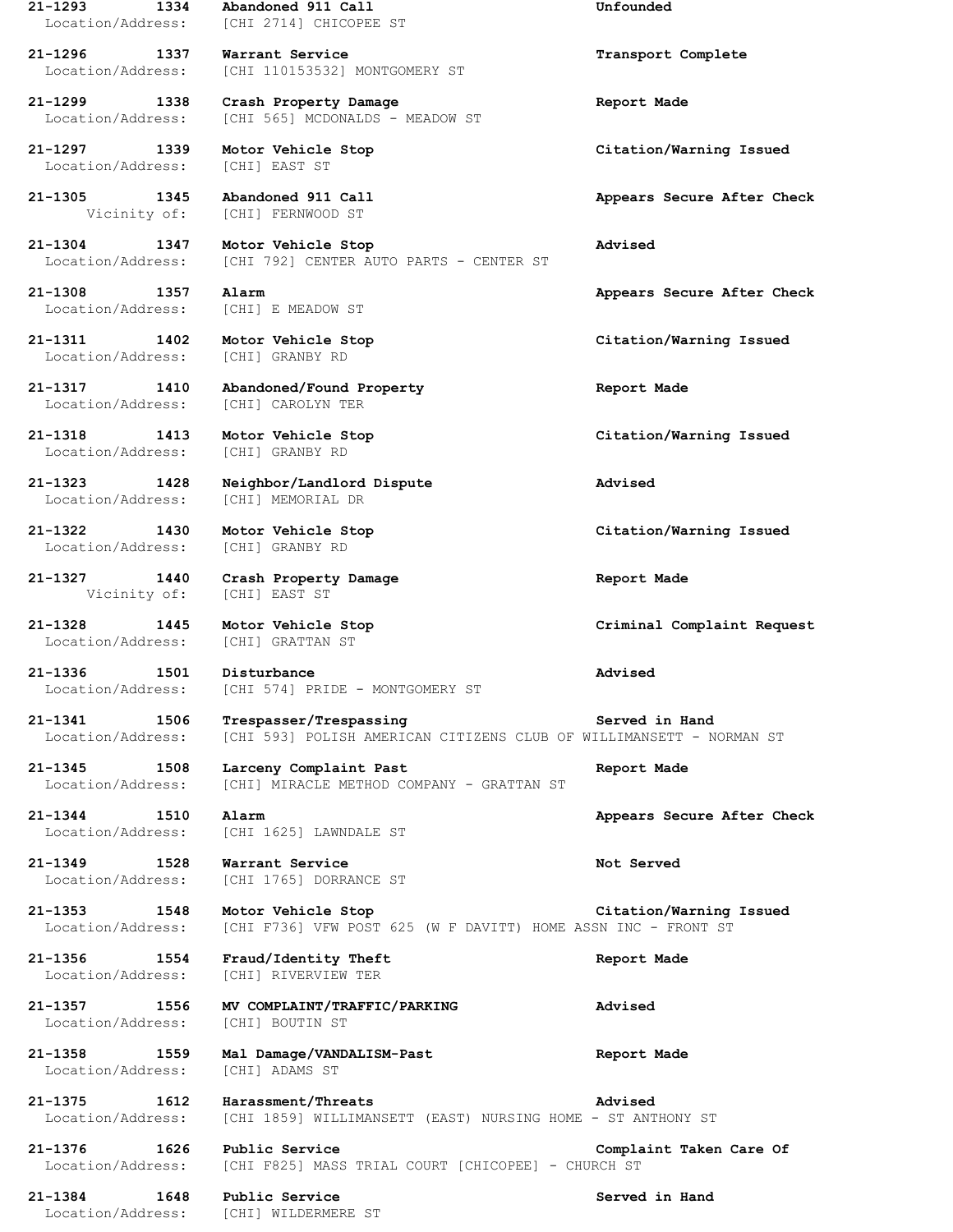**21-1293 1334 Abandoned 911 Call Unfounded**
Location/Address: [CHI 2714] CHICOPEE ST

**21-1296 1337 Warrant Service Transport Complete**
Location/Address: [CHI 110153532] MONTGOMERY ST

**21-1299 1338 Crash Property Damage Report Made**
Location/Address: [CHI 565] MCDONALDS - MEADOW ST

**21-1297 1339 Motor Vehicle Stop Citation/Warning Issued**
Location/Address: [CHI] EAST ST

**21-1305 1345 Abandoned 911 Call Appears Secure After Check**
Vicinity of: [CHI] FERNWOOD ST

**21-1304 1347 Motor Vehicle Stop Advised**
Location/Address: [CHI 792] CENTER AUTO PARTS - CENTER ST

**21-1308 1357 Alarm Appears Secure After Check**
Location/Address: [CHI] E MEADOW ST

**21-1311 1402 Motor Vehicle Stop Citation/Warning Issued**
Location/Address: [CHI] GRANBY RD

**21-1317 1410 Abandoned/Found Property Report Made**
Location/Address: [CHI] CAROLYN TER

**21-1318 1413 Motor Vehicle Stop Citation/Warning Issued**
Location/Address: [CHI] GRANBY RD

**21-1323 1428 Neighbor/Landlord Dispute Advised**
Location/Address: [CHI] MEMORIAL DR

**21-1322 1430 Motor Vehicle Stop Citation/Warning Issued**
Location/Address: [CHI] GRANBY RD

**21-1327 1440 Crash Property Damage Report Made**
Vicinity of: [CHI] EAST ST

**21-1328 1445 Motor Vehicle Stop Criminal Complaint Request**
Location/Address: [CHI] GRATTAN ST

**21-1336 1501 Disturbance Advised**
Location/Address: [CHI 574] PRIDE - MONTGOMERY ST

**21-1341 1506 Trespasser/Trespassing Served in Hand**
Location/Address: [CHI 593] POLISH AMERICAN CITIZENS CLUB OF WILLIMANSETT - NORMAN ST

**21-1345 1508 Larceny Complaint Past Report Made**
Location/Address: [CHI] MIRACLE METHOD COMPANY - GRATTAN ST

**21-1344 1510 Alarm Appears Secure After Check**
Location/Address: [CHI 1625] LAWNDALE ST

**21-1349 1528 Warrant Service Not Served**
Location/Address: [CHI 1765] DORRANCE ST

**21-1353 1548 Motor Vehicle Stop Citation/Warning Issued**
Location/Address: [CHI F736] VFW POST 625 (W F DAVITT) HOME ASSN INC - FRONT ST

**21-1356 1554 Fraud/Identity Theft Report Made**
Location/Address: [CHI] RIVERVIEW TER

**21-1357 1556 MV COMPLAINT/TRAFFIC/PARKING Advised**
Location/Address: [CHI] BOUTIN ST

**21-1358 1559 Mal Damage/VANDALISM-Past Report Made**
Location/Address: [CHI] ADAMS ST

**21-1375 1612 Harassment/Threats Advised**
Location/Address: [CHI 1859] WILLIMANSETT (EAST) NURSING HOME - ST ANTHONY ST

**21-1376 1626 Public Service Complaint Taken Care Of**
Location/Address: [CHI F825] MASS TRIAL COURT [CHICOPEE] - CHURCH ST

**21-1384 1648 Public Service Served in Hand**
Location/Address: [CHI] WILDERMERE ST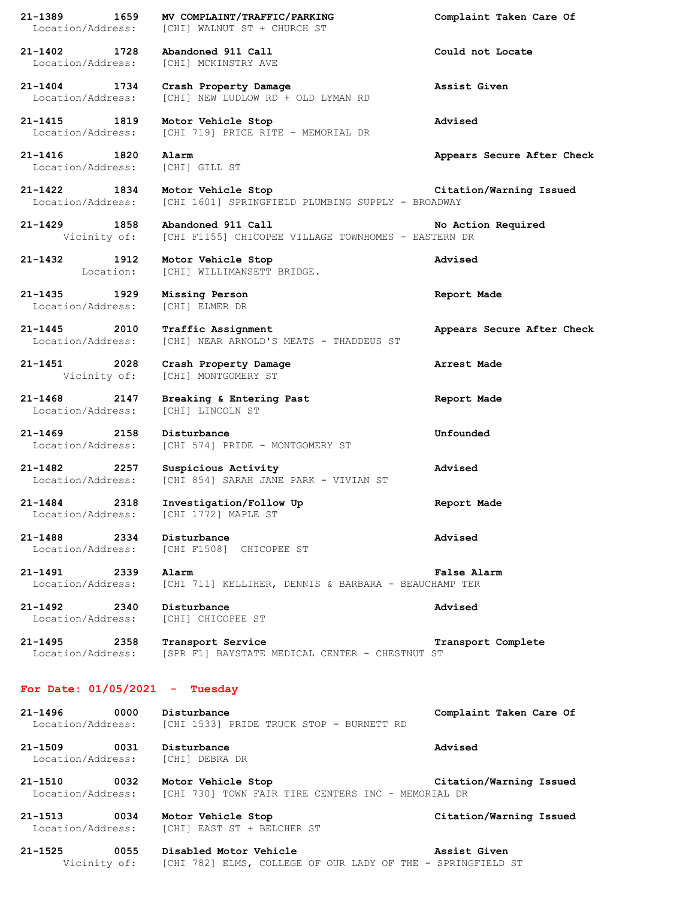**21-1389 1659 MV COMPLAINT/TRAFFIC/PARKING** **Complaint Taken Care Of**
Location/Address: [CHI] WALNUT ST + CHURCH ST

**21-1402 1728 Abandoned 911 Call** **Could not Locate**
Location/Address: [CHI] MCKINSTRY AVE

**21-1404 1734 Crash Property Damage** **Assist Given**
Location/Address: [CHI] NEW LUDLOW RD + OLD LYMAN RD

**21-1415 1819 Motor Vehicle Stop** **Advised**
Location/Address: [CHI 719] PRICE RITE - MEMORIAL DR

**21-1416 1820 Alarm** **Appears Secure After Check**
Location/Address: [CHI] GILL ST

**21-1422 1834 Motor Vehicle Stop** **Citation/Warning Issued**
Location/Address: [CHI 1601] SPRINGFIELD PLUMBING SUPPLY - BROADWAY

**21-1429 1858 Abandoned 911 Call** **No Action Required**
Vicinity of: [CHI F1155] CHICOPEE VILLAGE TOWNHOMES - EASTERN DR

**21-1432 1912 Motor Vehicle Stop** **Advised**
Location: [CHI] WILLIMANSETT BRIDGE.

**21-1435 1929 Missing Person** **Report Made**
Location/Address: [CHI] ELMER DR

**21-1445 2010 Traffic Assignment** **Appears Secure After Check**
Location/Address: [CHI] NEAR ARNOLD'S MEATS - THADDEUS ST

**21-1451 2028 Crash Property Damage** **Arrest Made**
Vicinity of: [CHI] MONTGOMERY ST

**21-1468 2147 Breaking & Entering Past** **Report Made**
Location/Address: [CHI] LINCOLN ST

**21-1469 2158 Disturbance** **Unfounded**
Location/Address: [CHI 574] PRIDE - MONTGOMERY ST

**21-1482 2257 Suspicious Activity** **Advised**
Location/Address: [CHI 854] SARAH JANE PARK - VIVIAN ST

**21-1484 2318 Investigation/Follow Up** **Report Made**
Location/Address: [CHI 1772] MAPLE ST

**21-1488 2334 Disturbance** **Advised**
Location/Address: [CHI F1508] CHICOPEE ST

**21-1491 2339 Alarm** **False Alarm**
Location/Address: [CHI 711] KELLIHER, DENNIS & BARBARA - BEAUCHAMP TER

**21-1492 2340 Disturbance** **Advised**
Location/Address: [CHI] CHICOPEE ST

**21-1495 2358 Transport Service** **Transport Complete**
Location/Address: [SPR F1] BAYSTATE MEDICAL CENTER - CHESTNUT ST

## For Date: 01/05/2021 - Tuesday

**21-1496 0000 Disturbance** **Complaint Taken Care Of**
Location/Address: [CHI 1533] PRIDE TRUCK STOP - BURNETT RD

**21-1509 0031 Disturbance** **Advised**
Location/Address: [CHI] DEBRA DR

**21-1510 0032 Motor Vehicle Stop** **Citation/Warning Issued**
Location/Address: [CHI 730] TOWN FAIR TIRE CENTERS INC - MEMORIAL DR

**21-1513 0034 Motor Vehicle Stop** **Citation/Warning Issued**
Location/Address: [CHI] EAST ST + BELCHER ST

**21-1525 0055 Disabled Motor Vehicle** **Assist Given**
Vicinity of: [CHI 782] ELMS, COLLEGE OF OUR LADY OF THE - SPRINGFIELD ST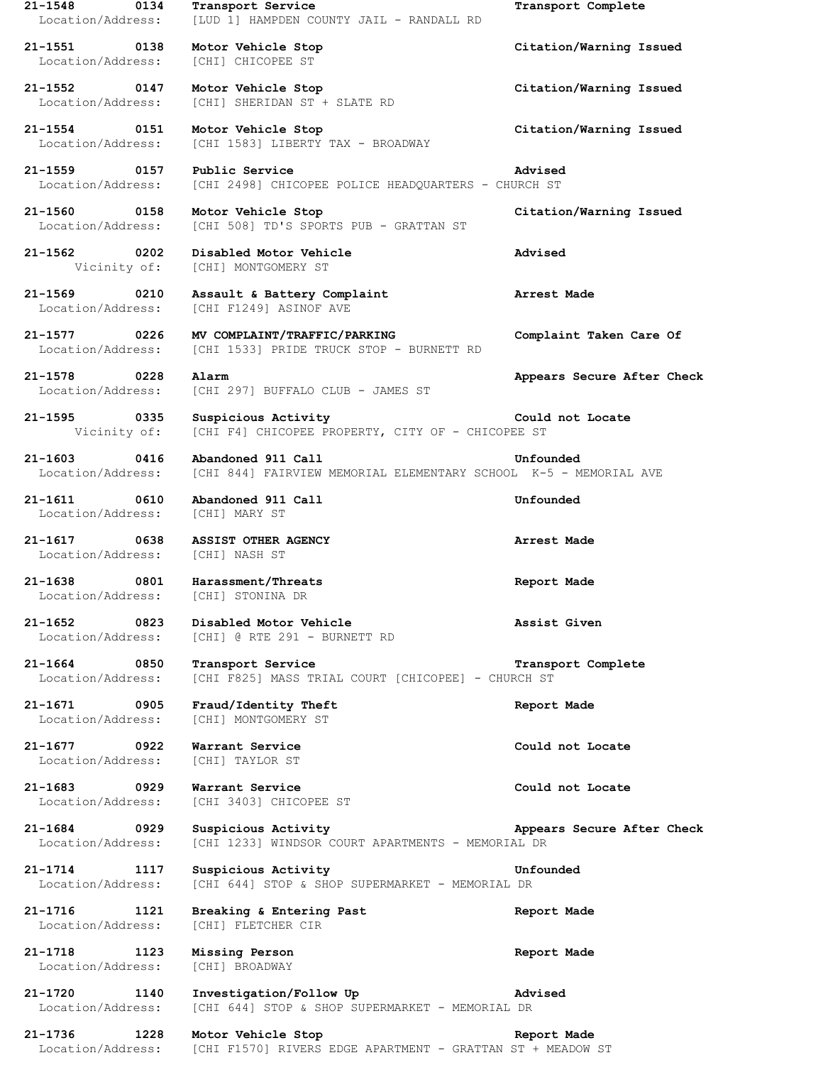**21-1548 0134 Transport Service Transport Complete**
Location/Address: [LUD 1] HAMPDEN COUNTY JAIL - RANDALL RD

**21-1551 0138 Motor Vehicle Stop Citation/Warning Issued**
Location/Address: [CHI] CHICOPEE ST

**21-1552 0147 Motor Vehicle Stop Citation/Warning Issued**
Location/Address: [CHI] SHERIDAN ST + SLATE RD

**21-1554 0151 Motor Vehicle Stop Citation/Warning Issued**
Location/Address: [CHI 1583] LIBERTY TAX - BROADWAY

**21-1559 0157 Public Service Advised**
Location/Address: [CHI 2498] CHICOPEE POLICE HEADQUARTERS - CHURCH ST

**21-1560 0158 Motor Vehicle Stop Citation/Warning Issued**
Location/Address: [CHI 508] TD'S SPORTS PUB - GRATTAN ST

**21-1562 0202 Disabled Motor Vehicle Advised**
Vicinity of: [CHI] MONTGOMERY ST

**21-1569 0210 Assault & Battery Complaint Arrest Made**
Location/Address: [CHI F1249] ASINOF AVE

**21-1577 0226 MV COMPLAINT/TRAFFIC/PARKING Complaint Taken Care Of**
Location/Address: [CHI 1533] PRIDE TRUCK STOP - BURNETT RD

**21-1578 0228 Alarm Appears Secure After Check**
Location/Address: [CHI 297] BUFFALO CLUB - JAMES ST

**21-1595 0335 Suspicious Activity Could not Locate**
Vicinity of: [CHI F4] CHICOPEE PROPERTY, CITY OF - CHICOPEE ST

**21-1603 0416 Abandoned 911 Call Unfounded**
Location/Address: [CHI 844] FAIRVIEW MEMORIAL ELEMENTARY SCHOOL K-5 - MEMORIAL AVE

**21-1611 0610 Abandoned 911 Call Unfounded**
Location/Address: [CHI] MARY ST

**21-1617 0638 ASSIST OTHER AGENCY Arrest Made**
Location/Address: [CHI] NASH ST

**21-1638 0801 Harassment/Threats Report Made**
Location/Address: [CHI] STONINA DR

**21-1652 0823 Disabled Motor Vehicle Assist Given**
Location/Address: [CHI] @ RTE 291 - BURNETT RD

**21-1664 0850 Transport Service Transport Complete**
Location/Address: [CHI F825] MASS TRIAL COURT [CHICOPEE] - CHURCH ST

**21-1671 0905 Fraud/Identity Theft Report Made**
Location/Address: [CHI] MONTGOMERY ST

**21-1677 0922 Warrant Service Could not Locate**
Location/Address: [CHI] TAYLOR ST

**21-1683 0929 Warrant Service Could not Locate**
Location/Address: [CHI 3403] CHICOPEE ST

**21-1684 0929 Suspicious Activity Appears Secure After Check**
Location/Address: [CHI 1233] WINDSOR COURT APARTMENTS - MEMORIAL DR

**21-1714 1117 Suspicious Activity Unfounded**
Location/Address: [CHI 644] STOP & SHOP SUPERMARKET - MEMORIAL DR

**21-1716 1121 Breaking & Entering Past Report Made**
Location/Address: [CHI] FLETCHER CIR

**21-1718 1123 Missing Person Report Made**
Location/Address: [CHI] BROADWAY

**21-1720 1140 Investigation/Follow Up Advised**
Location/Address: [CHI 644] STOP & SHOP SUPERMARKET - MEMORIAL DR

**21-1736 1228 Motor Vehicle Stop Report Made**
Location/Address: [CHI F1570] RIVERS EDGE APARTMENT - GRATTAN ST + MEADOW ST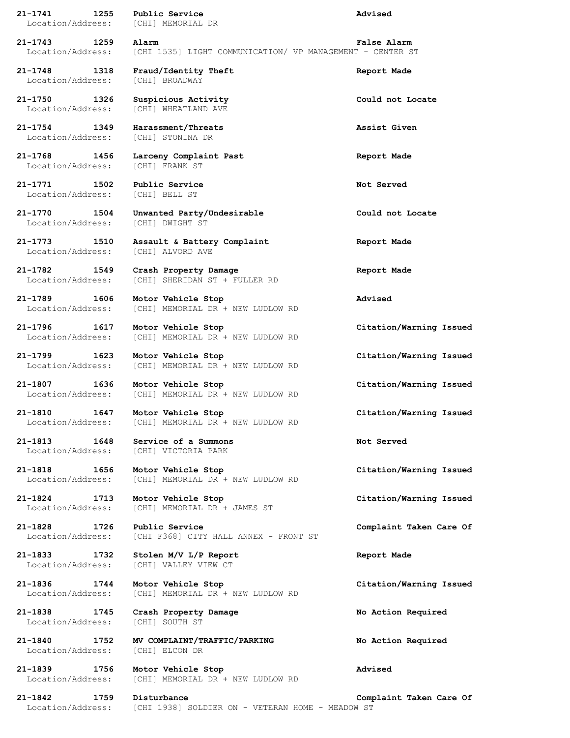**21-1741 1255 Public Service Advised**
Location/Address: [CHI] MEMORIAL DR

**21-1743 1259 Alarm False Alarm**
Location/Address: [CHI 1535] LIGHT COMMUNICATION/ VP MANAGEMENT - CENTER ST

**21-1748 1318 Fraud/Identity Theft Report Made**
Location/Address: [CHI] BROADWAY

**21-1750 1326 Suspicious Activity Could not Locate**
Location/Address: [CHI] WHEATLAND AVE

**21-1754 1349 Harassment/Threats Assist Given**
Location/Address: [CHI] STONINA DR

**21-1768 1456 Larceny Complaint Past Report Made**
Location/Address: [CHI] FRANK ST

**21-1771 1502 Public Service Not Served**
Location/Address: [CHI] BELL ST

**21-1770 1504 Unwanted Party/Undesirable Could not Locate**
Location/Address: [CHI] DWIGHT ST

**21-1773 1510 Assault & Battery Complaint Report Made**
Location/Address: [CHI] ALVORD AVE

**21-1782 1549 Crash Property Damage Report Made**
Location/Address: [CHI] SHERIDAN ST + FULLER RD

**21-1789 1606 Motor Vehicle Stop Advised**
Location/Address: [CHI] MEMORIAL DR + NEW LUDLOW RD

**21-1796 1617 Motor Vehicle Stop Citation/Warning Issued**
Location/Address: [CHI] MEMORIAL DR + NEW LUDLOW RD

**21-1799 1623 Motor Vehicle Stop Citation/Warning Issued**
Location/Address: [CHI] MEMORIAL DR + NEW LUDLOW RD

**21-1807 1636 Motor Vehicle Stop Citation/Warning Issued**
Location/Address: [CHI] MEMORIAL DR + NEW LUDLOW RD

**21-1810 1647 Motor Vehicle Stop Citation/Warning Issued**
Location/Address: [CHI] MEMORIAL DR + NEW LUDLOW RD

**21-1813 1648 Service of a Summons Not Served**
Location/Address: [CHI] VICTORIA PARK

**21-1818 1656 Motor Vehicle Stop Citation/Warning Issued**
Location/Address: [CHI] MEMORIAL DR + NEW LUDLOW RD

**21-1824 1713 Motor Vehicle Stop Citation/Warning Issued**
Location/Address: [CHI] MEMORIAL DR + JAMES ST

**21-1828 1726 Public Service Complaint Taken Care Of**
Location/Address: [CHI F368] CITY HALL ANNEX - FRONT ST

**21-1833 1732 Stolen M/V L/P Report Report Made**
Location/Address: [CHI] VALLEY VIEW CT

**21-1836 1744 Motor Vehicle Stop Citation/Warning Issued**
Location/Address: [CHI] MEMORIAL DR + NEW LUDLOW RD

**21-1838 1745 Crash Property Damage No Action Required**
Location/Address: [CHI] SOUTH ST

**21-1840 1752 MV COMPLAINT/TRAFFIC/PARKING No Action Required**
Location/Address: [CHI] ELCON DR

**21-1839 1756 Motor Vehicle Stop Advised**
Location/Address: [CHI] MEMORIAL DR + NEW LUDLOW RD

**21-1842 1759 Disturbance Complaint Taken Care Of**
Location/Address: [CHI 1938] SOLDIER ON - VETERAN HOME - MEADOW ST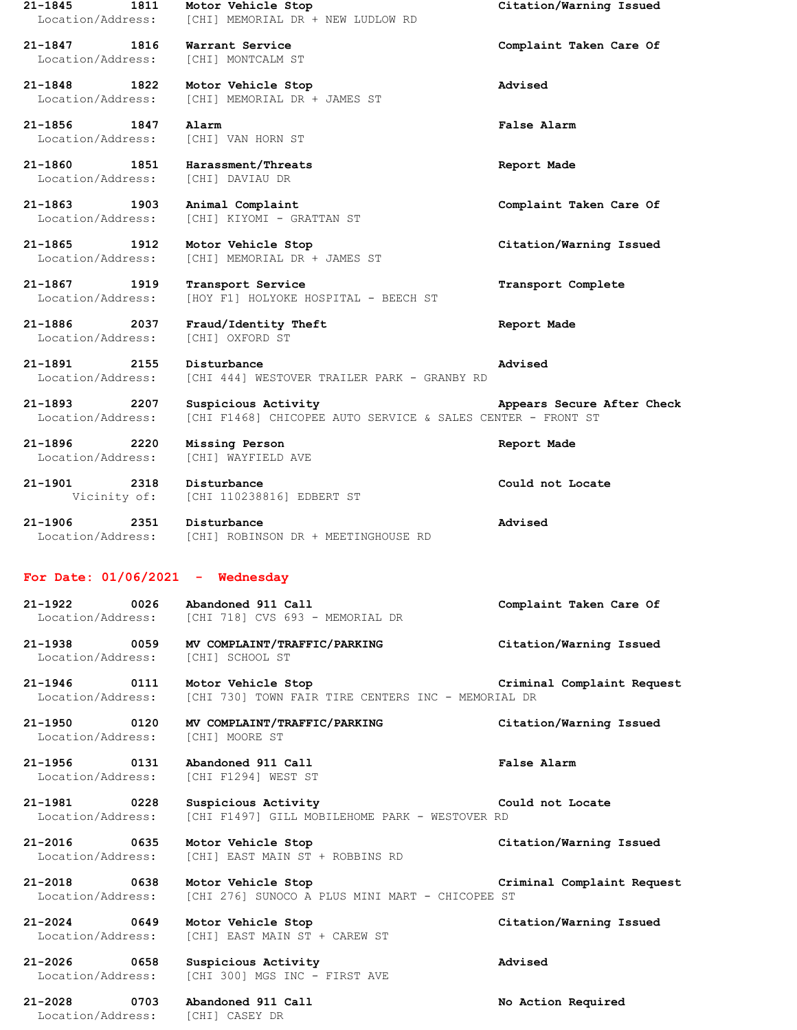**21-1845** 1811 **Motor Vehicle Stop** **Citation/Warning Issued**
Location/Address: [CHI] MEMORIAL DR + NEW LUDLOW RD

**21-1847** 1816 **Warrant Service** **Complaint Taken Care Of**
Location/Address: [CHI] MONTCALM ST

**21-1848** 1822 **Motor Vehicle Stop** **Advised**
Location/Address: [CHI] MEMORIAL DR + JAMES ST

**21-1856** 1847 **Alarm** **False Alarm**
Location/Address: [CHI] VAN HORN ST

**21-1860** 1851 **Harassment/Threats** **Report Made**
Location/Address: [CHI] DAVIAU DR

**21-1863** 1903 **Animal Complaint** **Complaint Taken Care Of**
Location/Address: [CHI] KIYOMI - GRATTAN ST

**21-1865** 1912 **Motor Vehicle Stop** **Citation/Warning Issued**
Location/Address: [CHI] MEMORIAL DR + JAMES ST

**21-1867** 1919 **Transport Service** **Transport Complete**
Location/Address: [HOY F1] HOLYOKE HOSPITAL - BEECH ST

**21-1886** 2037 **Fraud/Identity Theft** **Report Made**
Location/Address: [CHI] OXFORD ST

**21-1891** 2155 **Disturbance** **Advised**
Location/Address: [CHI 444] WESTOVER TRAILER PARK - GRANBY RD

**21-1893** 2207 **Suspicious Activity** **Appears Secure After Check**
Location/Address: [CHI F1468] CHICOPEE AUTO SERVICE & SALES CENTER - FRONT ST

**21-1896** 2220 **Missing Person** **Report Made**
Location/Address: [CHI] WAYFIELD AVE

**21-1901** 2318 **Disturbance** **Could not Locate**
Vicinity of: [CHI 110238816] EDBERT ST

**21-1906** 2351 **Disturbance** **Advised**
Location/Address: [CHI] ROBINSON DR + MEETINGHOUSE RD

## For Date: 01/06/2021 - Wednesday

**21-1922** 0026 **Abandoned 911 Call** **Complaint Taken Care Of**
Location/Address: [CHI 718] CVS 693 - MEMORIAL DR

**21-1938** 0059 **MV COMPLAINT/TRAFFIC/PARKING** **Citation/Warning Issued**
Location/Address: [CHI] SCHOOL ST

**21-1946** 0111 **Motor Vehicle Stop** **Criminal Complaint Request**
Location/Address: [CHI 730] TOWN FAIR TIRE CENTERS INC - MEMORIAL DR

**21-1950** 0120 **MV COMPLAINT/TRAFFIC/PARKING** **Citation/Warning Issued**
Location/Address: [CHI] MOORE ST

**21-1956** 0131 **Abandoned 911 Call** **False Alarm**
Location/Address: [CHI F1294] WEST ST

**21-1981** 0228 **Suspicious Activity** **Could not Locate**
Location/Address: [CHI F1497] GILL MOBILEHOME PARK - WESTOVER RD

**21-2016** 0635 **Motor Vehicle Stop** **Citation/Warning Issued**
Location/Address: [CHI] EAST MAIN ST + ROBBINS RD

**21-2018** 0638 **Motor Vehicle Stop** **Criminal Complaint Request**
Location/Address: [CHI 276] SUNOCO A PLUS MINI MART - CHICOPEE ST

**21-2024** 0649 **Motor Vehicle Stop** **Citation/Warning Issued**
Location/Address: [CHI] EAST MAIN ST + CAREW ST

**21-2026** 0658 **Suspicious Activity** **Advised**
Location/Address: [CHI 300] MGS INC - FIRST AVE

**21-2028** 0703 **Abandoned 911 Call** **No Action Required**
Location/Address: [CHI] CASEY DR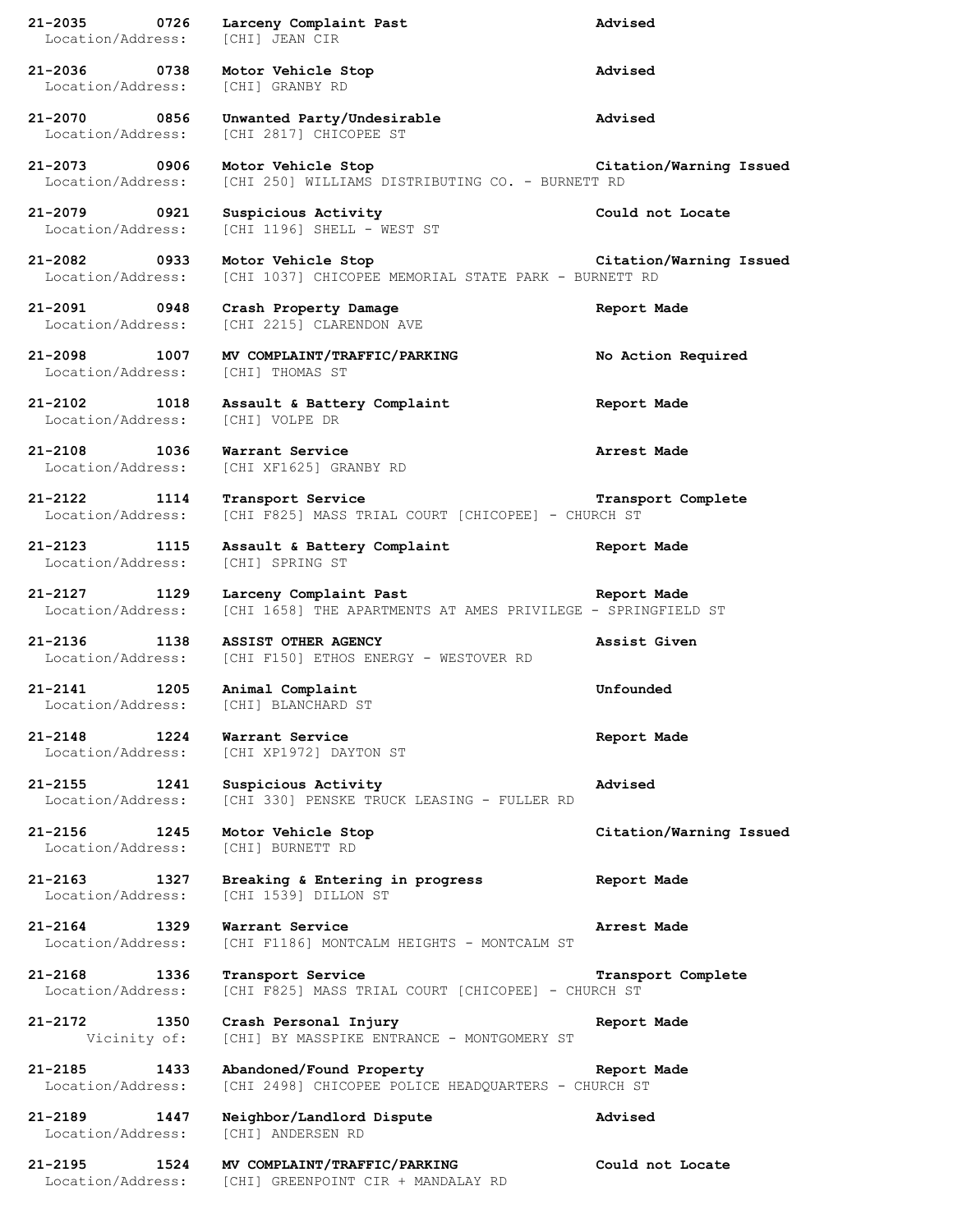**21-2035 0726 Larceny Complaint Past** **Advised**
Location/Address: [CHI] JEAN CIR

**21-2036 0738 Motor Vehicle Stop** **Advised**
Location/Address: [CHI] GRANBY RD

**21-2070 0856 Unwanted Party/Undesirable** **Advised**
Location/Address: [CHI 2817] CHICOPEE ST

**21-2073 0906 Motor Vehicle Stop** **Citation/Warning Issued**
Location/Address: [CHI 250] WILLIAMS DISTRIBUTING CO. - BURNETT RD

**21-2079 0921 Suspicious Activity** **Could not Locate**
Location/Address: [CHI 1196] SHELL - WEST ST

**21-2082 0933 Motor Vehicle Stop** **Citation/Warning Issued**
Location/Address: [CHI 1037] CHICOPEE MEMORIAL STATE PARK - BURNETT RD

**21-2091 0948 Crash Property Damage** **Report Made**
Location/Address: [CHI 2215] CLARENDON AVE

**21-2098 1007 MV COMPLAINT/TRAFFIC/PARKING** **No Action Required**
Location/Address: [CHI] THOMAS ST

**21-2102 1018 Assault & Battery Complaint** **Report Made**
Location/Address: [CHI] VOLPE DR

**21-2108 1036 Warrant Service** **Arrest Made**
Location/Address: [CHI XF1625] GRANBY RD

**21-2122 1114 Transport Service** **Transport Complete**
Location/Address: [CHI F825] MASS TRIAL COURT [CHICOPEE] - CHURCH ST

**21-2123 1115 Assault & Battery Complaint** **Report Made**
Location/Address: [CHI] SPRING ST

**21-2127 1129 Larceny Complaint Past** **Report Made**
Location/Address: [CHI 1658] THE APARTMENTS AT AMES PRIVILEGE - SPRINGFIELD ST

**21-2136 1138 ASSIST OTHER AGENCY** **Assist Given**
Location/Address: [CHI F150] ETHOS ENERGY - WESTOVER RD

**21-2141 1205 Animal Complaint** **Unfounded**
Location/Address: [CHI] BLANCHARD ST

**21-2148 1224 Warrant Service** **Report Made**
Location/Address: [CHI XP1972] DAYTON ST

**21-2155 1241 Suspicious Activity** **Advised**
Location/Address: [CHI 330] PENSKE TRUCK LEASING - FULLER RD

**21-2156 1245 Motor Vehicle Stop** **Citation/Warning Issued**
Location/Address: [CHI] BURNETT RD

**21-2163 1327 Breaking & Entering in progress** **Report Made**
Location/Address: [CHI 1539] DILLON ST

**21-2164 1329 Warrant Service** **Arrest Made**
Location/Address: [CHI F1186] MONTCALM HEIGHTS - MONTCALM ST

**21-2168 1336 Transport Service** **Transport Complete**
Location/Address: [CHI F825] MASS TRIAL COURT [CHICOPEE] - CHURCH ST

**21-2172 1350 Crash Personal Injury** **Report Made**
Vicinity of: [CHI] BY MASSPIKE ENTRANCE - MONTGOMERY ST

**21-2185 1433 Abandoned/Found Property** **Report Made**
Location/Address: [CHI 2498] CHICOPEE POLICE HEADQUARTERS - CHURCH ST

**21-2189 1447 Neighbor/Landlord Dispute** **Advised**
Location/Address: [CHI] ANDERSEN RD

**21-2195 1524 MV COMPLAINT/TRAFFIC/PARKING** **Could not Locate**
Location/Address: [CHI] GREENPOINT CIR + MANDALAY RD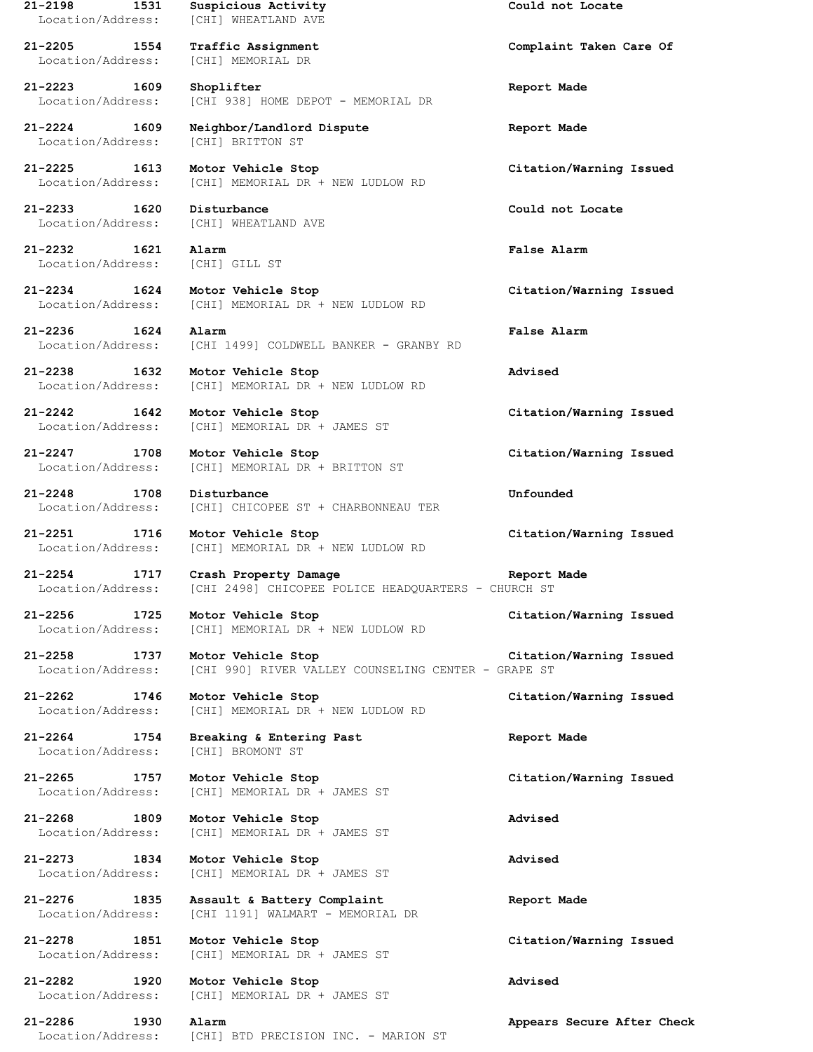**21-2198 1531 Suspicious Activity Could not Locate**
Location/Address: [CHI] WHEATLAND AVE

**21-2205 1554 Traffic Assignment Complaint Taken Care Of**
Location/Address: [CHI] MEMORIAL DR

**21-2223 1609 Shoplifter Report Made**
Location/Address: [CHI 938] HOME DEPOT - MEMORIAL DR

**21-2224 1609 Neighbor/Landlord Dispute Report Made**
Location/Address: [CHI] BRITTON ST

**21-2225 1613 Motor Vehicle Stop Citation/Warning Issued**
Location/Address: [CHI] MEMORIAL DR + NEW LUDLOW RD

**21-2233 1620 Disturbance Could not Locate**
Location/Address: [CHI] WHEATLAND AVE

**21-2232 1621 Alarm False Alarm**
Location/Address: [CHI] GILL ST

**21-2234 1624 Motor Vehicle Stop Citation/Warning Issued**
Location/Address: [CHI] MEMORIAL DR + NEW LUDLOW RD

**21-2236 1624 Alarm False Alarm**
Location/Address: [CHI 1499] COLDWELL BANKER - GRANBY RD

**21-2238 1632 Motor Vehicle Stop Advised**
Location/Address: [CHI] MEMORIAL DR + NEW LUDLOW RD

**21-2242 1642 Motor Vehicle Stop Citation/Warning Issued**
Location/Address: [CHI] MEMORIAL DR + JAMES ST

**21-2247 1708 Motor Vehicle Stop Citation/Warning Issued**
Location/Address: [CHI] MEMORIAL DR + BRITTON ST

**21-2248 1708 Disturbance Unfounded**
Location/Address: [CHI] CHICOPEE ST + CHARBONNEAU TER

**21-2251 1716 Motor Vehicle Stop Citation/Warning Issued**
Location/Address: [CHI] MEMORIAL DR + NEW LUDLOW RD

**21-2254 1717 Crash Property Damage Report Made**
Location/Address: [CHI 2498] CHICOPEE POLICE HEADQUARTERS - CHURCH ST

**21-2256 1725 Motor Vehicle Stop Citation/Warning Issued**
Location/Address: [CHI] MEMORIAL DR + NEW LUDLOW RD

**21-2258 1737 Motor Vehicle Stop Citation/Warning Issued**
Location/Address: [CHI 990] RIVER VALLEY COUNSELING CENTER - GRAPE ST

**21-2262 1746 Motor Vehicle Stop Citation/Warning Issued**
Location/Address: [CHI] MEMORIAL DR + NEW LUDLOW RD

**21-2264 1754 Breaking & Entering Past Report Made**
Location/Address: [CHI] BROMONT ST

**21-2265 1757 Motor Vehicle Stop Citation/Warning Issued**
Location/Address: [CHI] MEMORIAL DR + JAMES ST

**21-2268 1809 Motor Vehicle Stop Advised**
Location/Address: [CHI] MEMORIAL DR + JAMES ST

**21-2273 1834 Motor Vehicle Stop Advised**
Location/Address: [CHI] MEMORIAL DR + JAMES ST

**21-2276 1835 Assault & Battery Complaint Report Made**
Location/Address: [CHI 1191] WALMART - MEMORIAL DR

**21-2278 1851 Motor Vehicle Stop Citation/Warning Issued**
Location/Address: [CHI] MEMORIAL DR + JAMES ST

**21-2282 1920 Motor Vehicle Stop Advised**
Location/Address: [CHI] MEMORIAL DR + JAMES ST

**21-2286 1930 Alarm Appears Secure After Check**
Location/Address: [CHI] BTD PRECISION INC. - MARION ST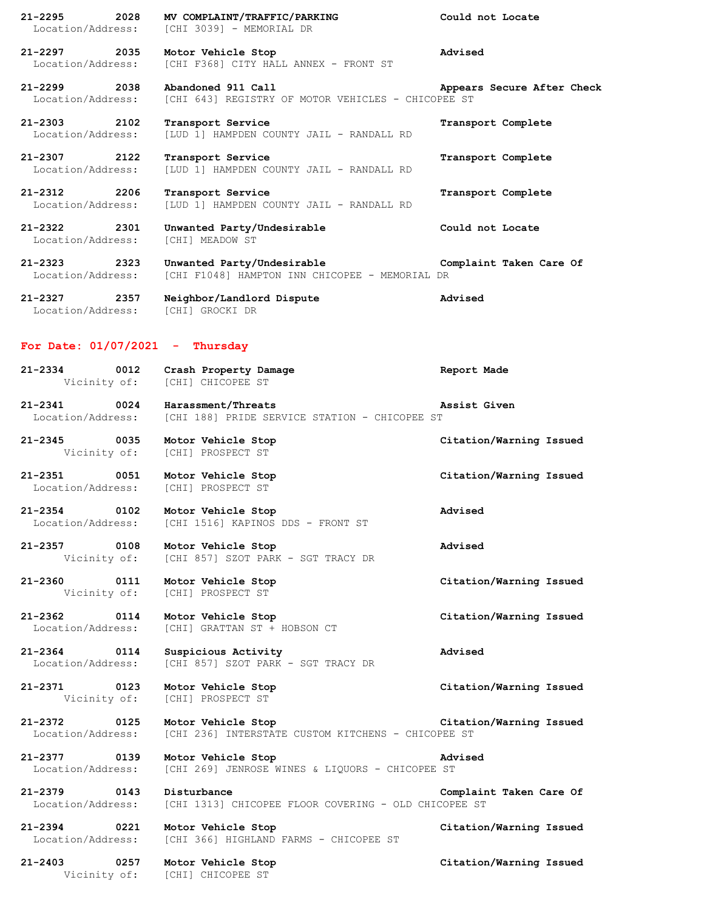**21-2295 2028 MV COMPLAINT/TRAFFIC/PARKING** **Could not Locate**
Location/Address: [CHI 3039] - MEMORIAL DR

**21-2297 2035 Motor Vehicle Stop** **Advised**
Location/Address: [CHI F368] CITY HALL ANNEX - FRONT ST

**21-2299 2038 Abandoned 911 Call** **Appears Secure After Check**
Location/Address: [CHI 643] REGISTRY OF MOTOR VEHICLES - CHICOPEE ST

**21-2303 2102 Transport Service** **Transport Complete**
Location/Address: [LUD 1] HAMPDEN COUNTY JAIL - RANDALL RD

**21-2307 2122 Transport Service** **Transport Complete**
Location/Address: [LUD 1] HAMPDEN COUNTY JAIL - RANDALL RD

**21-2312 2206 Transport Service** **Transport Complete**
Location/Address: [LUD 1] HAMPDEN COUNTY JAIL - RANDALL RD

**21-2322 2301 Unwanted Party/Undesirable** **Could not Locate**
Location/Address: [CHI] MEADOW ST

**21-2323 2323 Unwanted Party/Undesirable** **Complaint Taken Care Of**
Location/Address: [CHI F1048] HAMPTON INN CHICOPEE - MEMORIAL DR

**21-2327 2357 Neighbor/Landlord Dispute** **Advised**
Location/Address: [CHI] GROCKI DR

## For Date: 01/07/2021 - Thursday

**21-2334 0012 Crash Property Damage** **Report Made**
Vicinity of: [CHI] CHICOPEE ST

**21-2341 0024 Harassment/Threats** **Assist Given**
Location/Address: [CHI 188] PRIDE SERVICE STATION - CHICOPEE ST

**21-2345 0035 Motor Vehicle Stop** **Citation/Warning Issued**
Vicinity of: [CHI] PROSPECT ST

**21-2351 0051 Motor Vehicle Stop** **Citation/Warning Issued**
Location/Address: [CHI] PROSPECT ST

**21-2354 0102 Motor Vehicle Stop** **Advised**
Location/Address: [CHI 1516] KAPINOS DDS - FRONT ST

**21-2357 0108 Motor Vehicle Stop** **Advised**
Vicinity of: [CHI 857] SZOT PARK - SGT TRACY DR

**21-2360 0111 Motor Vehicle Stop** **Citation/Warning Issued**
Vicinity of: [CHI] PROSPECT ST

**21-2362 0114 Motor Vehicle Stop** **Citation/Warning Issued**
Location/Address: [CHI] GRATTAN ST + HOBSON CT

**21-2364 0114 Suspicious Activity** **Advised**
Location/Address: [CHI 857] SZOT PARK - SGT TRACY DR

**21-2371 0123 Motor Vehicle Stop** **Citation/Warning Issued**
Vicinity of: [CHI] PROSPECT ST

**21-2372 0125 Motor Vehicle Stop** **Citation/Warning Issued**
Location/Address: [CHI 236] INTERSTATE CUSTOM KITCHENS - CHICOPEE ST

**21-2377 0139 Motor Vehicle Stop** **Advised**
Location/Address: [CHI 269] JENROSE WINES & LIQUORS - CHICOPEE ST

**21-2379 0143 Disturbance** **Complaint Taken Care Of**
Location/Address: [CHI 1313] CHICOPEE FLOOR COVERING - OLD CHICOPEE ST

**21-2394 0221 Motor Vehicle Stop** **Citation/Warning Issued**
Location/Address: [CHI 366] HIGHLAND FARMS - CHICOPEE ST

**21-2403 0257 Motor Vehicle Stop** **Citation/Warning Issued**
Vicinity of: [CHI] CHICOPEE ST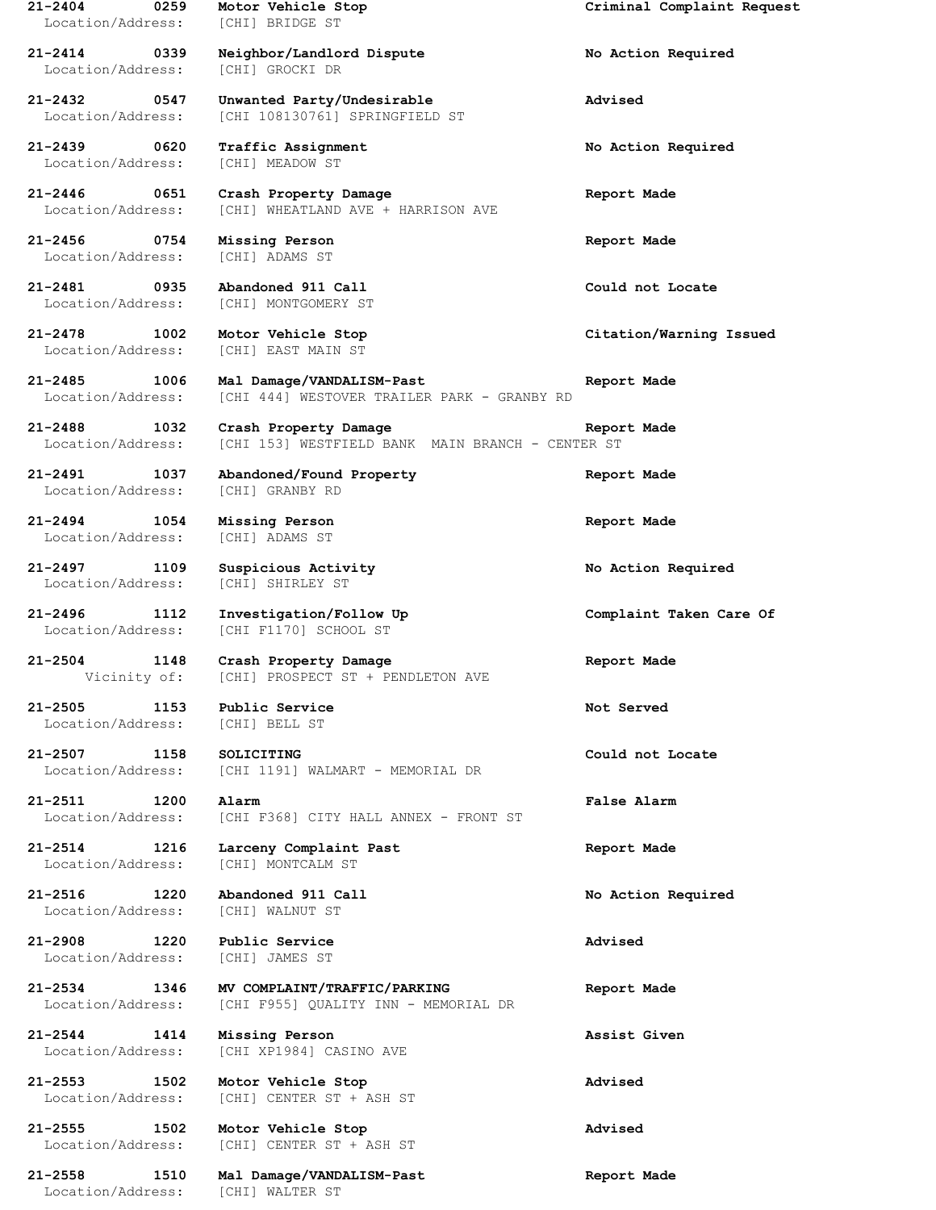**21-2404 0259 Motor Vehicle Stop** **Criminal Complaint Request**
Location/Address: [CHI] BRIDGE ST

**21-2414 0339 Neighbor/Landlord Dispute** **No Action Required**
Location/Address: [CHI] GROCKI DR

**21-2432 0547 Unwanted Party/Undesirable** **Advised**
Location/Address: [CHI 108130761] SPRINGFIELD ST

**21-2439 0620 Traffic Assignment** **No Action Required**
Location/Address: [CHI] MEADOW ST

**21-2446 0651 Crash Property Damage** **Report Made**
Location/Address: [CHI] WHEATLAND AVE + HARRISON AVE

**21-2456 0754 Missing Person** **Report Made**
Location/Address: [CHI] ADAMS ST

**21-2481 0935 Abandoned 911 Call** **Could not Locate**
Location/Address: [CHI] MONTGOMERY ST

**21-2478 1002 Motor Vehicle Stop** **Citation/Warning Issued**
Location/Address: [CHI] EAST MAIN ST

**21-2485 1006 Mal Damage/VANDALISM-Past** **Report Made**
Location/Address: [CHI 444] WESTOVER TRAILER PARK - GRANBY RD

**21-2488 1032 Crash Property Damage** **Report Made**
Location/Address: [CHI 153] WESTFIELD BANK MAIN BRANCH - CENTER ST

**21-2491 1037 Abandoned/Found Property** **Report Made**
Location/Address: [CHI] GRANBY RD

**21-2494 1054 Missing Person** **Report Made**
Location/Address: [CHI] ADAMS ST

**21-2497 1109 Suspicious Activity** **No Action Required**
Location/Address: [CHI] SHIRLEY ST

**21-2496 1112 Investigation/Follow Up** **Complaint Taken Care Of**
Location/Address: [CHI F1170] SCHOOL ST

**21-2504 1148 Crash Property Damage** **Report Made**
Vicinity of: [CHI] PROSPECT ST + PENDLETON AVE

**21-2505 1153 Public Service** **Not Served**
Location/Address: [CHI] BELL ST

**21-2507 1158 SOLICITING** **Could not Locate**
Location/Address: [CHI 1191] WALMART - MEMORIAL DR

**21-2511 1200 Alarm** **False Alarm**
Location/Address: [CHI F368] CITY HALL ANNEX - FRONT ST

**21-2514 1216 Larceny Complaint Past** **Report Made**
Location/Address: [CHI] MONTCALM ST

**21-2516 1220 Abandoned 911 Call** **No Action Required**
Location/Address: [CHI] WALNUT ST

**21-2908 1220 Public Service** **Advised**
Location/Address: [CHI] JAMES ST

**21-2534 1346 MV COMPLAINT/TRAFFIC/PARKING** **Report Made**
Location/Address: [CHI F955] QUALITY INN - MEMORIAL DR

**21-2544 1414 Missing Person** **Assist Given**
Location/Address: [CHI XP1984] CASINO AVE

**21-2553 1502 Motor Vehicle Stop** **Advised**
Location/Address: [CHI] CENTER ST + ASH ST

**21-2555 1502 Motor Vehicle Stop** **Advised**
Location/Address: [CHI] CENTER ST + ASH ST

**21-2558 1510 Mal Damage/VANDALISM-Past** **Report Made**
Location/Address: [CHI] WALTER ST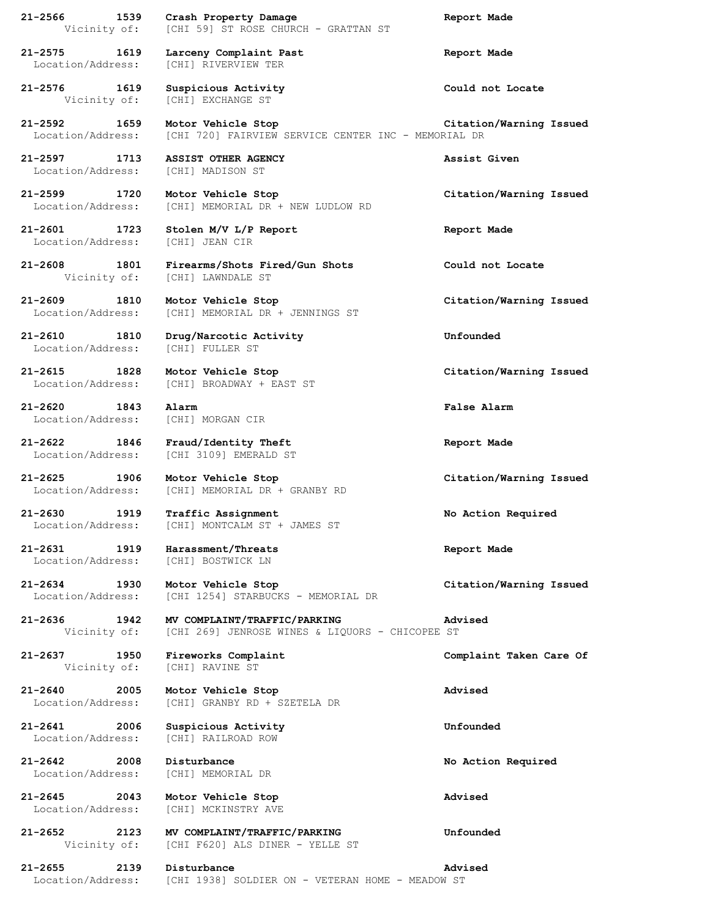**21-2566 1539 Crash Property Damage** **Report Made**
Vicinity of: [CHI 59] ST ROSE CHURCH - GRATTAN ST

**21-2575 1619 Larceny Complaint Past** **Report Made**
Location/Address: [CHI] RIVERVIEW TER

**21-2576 1619 Suspicious Activity** **Could not Locate**
Vicinity of: [CHI] EXCHANGE ST

**21-2592 1659 Motor Vehicle Stop** **Citation/Warning Issued**
Location/Address: [CHI 720] FAIRVIEW SERVICE CENTER INC - MEMORIAL DR

**21-2597 1713 ASSIST OTHER AGENCY** **Assist Given**
Location/Address: [CHI] MADISON ST

**21-2599 1720 Motor Vehicle Stop** **Citation/Warning Issued**
Location/Address: [CHI] MEMORIAL DR + NEW LUDLOW RD

**21-2601 1723 Stolen M/V L/P Report** **Report Made**
Location/Address: [CHI] JEAN CIR

**21-2608 1801 Firearms/Shots Fired/Gun Shots** **Could not Locate**
Vicinity of: [CHI] LAWNDALE ST

**21-2609 1810 Motor Vehicle Stop** **Citation/Warning Issued**
Location/Address: [CHI] MEMORIAL DR + JENNINGS ST

**21-2610 1810 Drug/Narcotic Activity** **Unfounded**
Location/Address: [CHI] FULLER ST

**21-2615 1828 Motor Vehicle Stop** **Citation/Warning Issued**
Location/Address: [CHI] BROADWAY + EAST ST

**21-2620 1843 Alarm** **False Alarm**
Location/Address: [CHI] MORGAN CIR

**21-2622 1846 Fraud/Identity Theft** **Report Made**
Location/Address: [CHI 3109] EMERALD ST

**21-2625 1906 Motor Vehicle Stop** **Citation/Warning Issued**
Location/Address: [CHI] MEMORIAL DR + GRANBY RD

**21-2630 1919 Traffic Assignment** **No Action Required**
Location/Address: [CHI] MONTCALM ST + JAMES ST

**21-2631 1919 Harassment/Threats** **Report Made**
Location/Address: [CHI] BOSTWICK LN

**21-2634 1930 Motor Vehicle Stop** **Citation/Warning Issued**
Location/Address: [CHI 1254] STARBUCKS - MEMORIAL DR

**21-2636 1942 MV COMPLAINT/TRAFFIC/PARKING** **Advised**
Vicinity of: [CHI 269] JENROSE WINES & LIQUORS - CHICOPEE ST

**21-2637 1950 Fireworks Complaint** **Complaint Taken Care Of**
Vicinity of: [CHI] RAVINE ST

**21-2640 2005 Motor Vehicle Stop** **Advised**
Location/Address: [CHI] GRANBY RD + SZETELA DR

**21-2641 2006 Suspicious Activity** **Unfounded**
Location/Address: [CHI] RAILROAD ROW

**21-2642 2008 Disturbance** **No Action Required**
Location/Address: [CHI] MEMORIAL DR

**21-2645 2043 Motor Vehicle Stop** **Advised**
Location/Address: [CHI] MCKINSTRY AVE

**21-2652 2123 MV COMPLAINT/TRAFFIC/PARKING** **Unfounded**
Vicinity of: [CHI F620] ALS DINER - YELLE ST

**21-2655 2139 Disturbance** **Advised**
Location/Address: [CHI 1938] SOLDIER ON - VETERAN HOME - MEADOW ST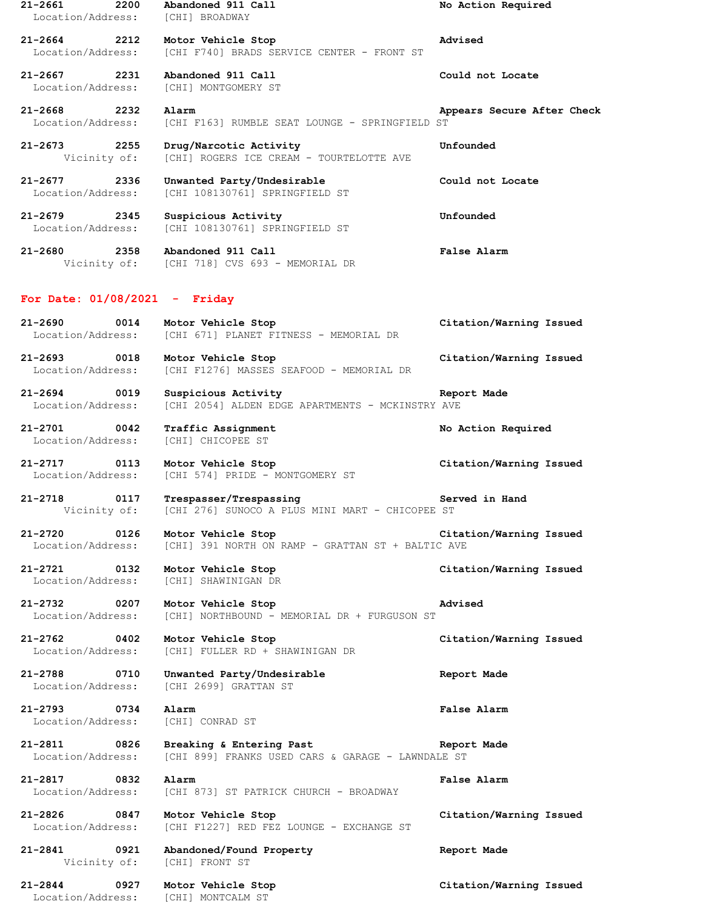**21-2661 2200 Abandoned 911 Call** — **No Action Required**
Location/Address: [CHI] BROADWAY

**21-2664 2212 Motor Vehicle Stop** — **Advised**
Location/Address: [CHI F740] BRADS SERVICE CENTER - FRONT ST

**21-2667 2231 Abandoned 911 Call** — **Could not Locate**
Location/Address: [CHI] MONTGOMERY ST

**21-2668 2232 Alarm** — **Appears Secure After Check**
Location/Address: [CHI F163] RUMBLE SEAT LOUNGE - SPRINGFIELD ST

**21-2673 2255 Drug/Narcotic Activity** — **Unfounded**
Vicinity of: [CHI] ROGERS ICE CREAM - TOURTELOTTE AVE

**21-2677 2336 Unwanted Party/Undesirable** — **Could not Locate**
Location/Address: [CHI 108130761] SPRINGFIELD ST

**21-2679 2345 Suspicious Activity** — **Unfounded**
Location/Address: [CHI 108130761] SPRINGFIELD ST

**21-2680 2358 Abandoned 911 Call** — **False Alarm**
Vicinity of: [CHI 718] CVS 693 - MEMORIAL DR

## For Date: 01/08/2021 - Friday

**21-2690 0014 Motor Vehicle Stop** — **Citation/Warning Issued**
Location/Address: [CHI 671] PLANET FITNESS - MEMORIAL DR

**21-2693 0018 Motor Vehicle Stop** — **Citation/Warning Issued**
Location/Address: [CHI F1276] MASSES SEAFOOD - MEMORIAL DR

**21-2694 0019 Suspicious Activity** — **Report Made**
Location/Address: [CHI 2054] ALDEN EDGE APARTMENTS - MCKINSTRY AVE

**21-2701 0042 Traffic Assignment** — **No Action Required**
Location/Address: [CHI] CHICOPEE ST

**21-2717 0113 Motor Vehicle Stop** — **Citation/Warning Issued**
Location/Address: [CHI 574] PRIDE - MONTGOMERY ST

**21-2718 0117 Trespasser/Trespassing** — **Served in Hand**
Vicinity of: [CHI 276] SUNOCO A PLUS MINI MART - CHICOPEE ST

**21-2720 0126 Motor Vehicle Stop** — **Citation/Warning Issued**
Location/Address: [CHI] 391 NORTH ON RAMP - GRATTAN ST + BALTIC AVE

**21-2721 0132 Motor Vehicle Stop** — **Citation/Warning Issued**
Location/Address: [CHI] SHAWINIGAN DR

**21-2732 0207 Motor Vehicle Stop** — **Advised**
Location/Address: [CHI] NORTHBOUND - MEMORIAL DR + FURGUSON ST

**21-2762 0402 Motor Vehicle Stop** — **Citation/Warning Issued**
Location/Address: [CHI] FULLER RD + SHAWINIGAN DR

**21-2788 0710 Unwanted Party/Undesirable** — **Report Made**
Location/Address: [CHI 2699] GRATTAN ST

**21-2793 0734 Alarm** — **False Alarm**
Location/Address: [CHI] CONRAD ST

**21-2811 0826 Breaking & Entering Past** — **Report Made**
Location/Address: [CHI 899] FRANKS USED CARS & GARAGE - LAWNDALE ST

**21-2817 0832 Alarm** — **False Alarm**
Location/Address: [CHI 873] ST PATRICK CHURCH - BROADWAY

**21-2826 0847 Motor Vehicle Stop** — **Citation/Warning Issued**
Location/Address: [CHI F1227] RED FEZ LOUNGE - EXCHANGE ST

**21-2841 0921 Abandoned/Found Property** — **Report Made**
Vicinity of: [CHI] FRONT ST

**21-2844 0927 Motor Vehicle Stop** — **Citation/Warning Issued**
Location/Address: [CHI] MONTCALM ST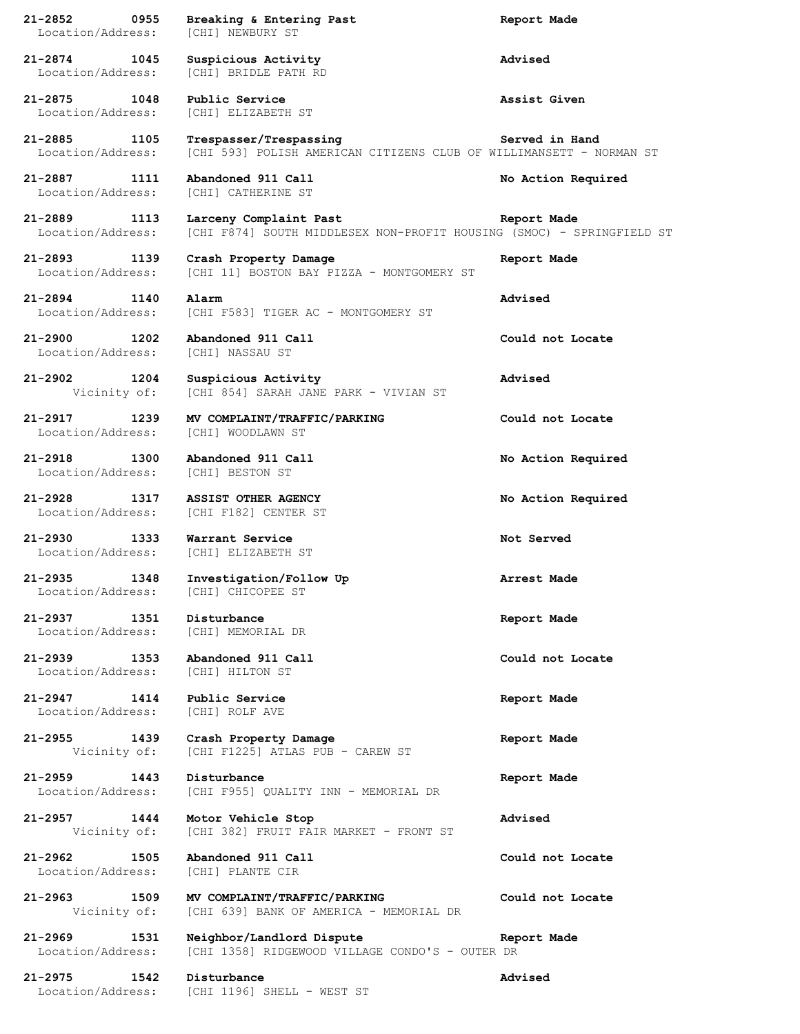**21-2852 0955 Breaking & Entering Past Report Made**
Location/Address: [CHI] NEWBURY ST

**21-2874 1045 Suspicious Activity Advised**
Location/Address: [CHI] BRIDLE PATH RD

**21-2875 1048 Public Service Assist Given**
Location/Address: [CHI] ELIZABETH ST

**21-2885 1105 Trespasser/Trespassing Served in Hand**
Location/Address: [CHI 593] POLISH AMERICAN CITIZENS CLUB OF WILLIMANSETT - NORMAN ST

**21-2887 1111 Abandoned 911 Call No Action Required**
Location/Address: [CHI] CATHERINE ST

**21-2889 1113 Larceny Complaint Past Report Made**
Location/Address: [CHI F874] SOUTH MIDDLESEX NON-PROFIT HOUSING (SMOC) - SPRINGFIELD ST

**21-2893 1139 Crash Property Damage Report Made**
Location/Address: [CHI 11] BOSTON BAY PIZZA - MONTGOMERY ST

**21-2894 1140 Alarm Advised**
Location/Address: [CHI F583] TIGER AC - MONTGOMERY ST

**21-2900 1202 Abandoned 911 Call Could not Locate**
Location/Address: [CHI] NASSAU ST

**21-2902 1204 Suspicious Activity Advised**
Vicinity of: [CHI 854] SARAH JANE PARK - VIVIAN ST

**21-2917 1239 MV COMPLAINT/TRAFFIC/PARKING Could not Locate**
Location/Address: [CHI] WOODLAWN ST

**21-2918 1300 Abandoned 911 Call No Action Required**
Location/Address: [CHI] BESTON ST

**21-2928 1317 ASSIST OTHER AGENCY No Action Required**
Location/Address: [CHI F182] CENTER ST

**21-2930 1333 Warrant Service Not Served**
Location/Address: [CHI] ELIZABETH ST

**21-2935 1348 Investigation/Follow Up Arrest Made**
Location/Address: [CHI] CHICOPEE ST

**21-2937 1351 Disturbance Report Made**
Location/Address: [CHI] MEMORIAL DR

**21-2939 1353 Abandoned 911 Call Could not Locate**
Location/Address: [CHI] HILTON ST

**21-2947 1414 Public Service Report Made**
Location/Address: [CHI] ROLF AVE

**21-2955 1439 Crash Property Damage Report Made**
Vicinity of: [CHI F1225] ATLAS PUB - CAREW ST

**21-2959 1443 Disturbance Report Made**
Location/Address: [CHI F955] QUALITY INN - MEMORIAL DR

**21-2957 1444 Motor Vehicle Stop Advised**
Vicinity of: [CHI 382] FRUIT FAIR MARKET - FRONT ST

**21-2962 1505 Abandoned 911 Call Could not Locate**
Location/Address: [CHI] PLANTE CIR

**21-2963 1509 MV COMPLAINT/TRAFFIC/PARKING Could not Locate**
Vicinity of: [CHI 639] BANK OF AMERICA - MEMORIAL DR

**21-2969 1531 Neighbor/Landlord Dispute Report Made**
Location/Address: [CHI 1358] RIDGEWOOD VILLAGE CONDO'S - OUTER DR

**21-2975 1542 Disturbance Advised**
Location/Address: [CHI 1196] SHELL - WEST ST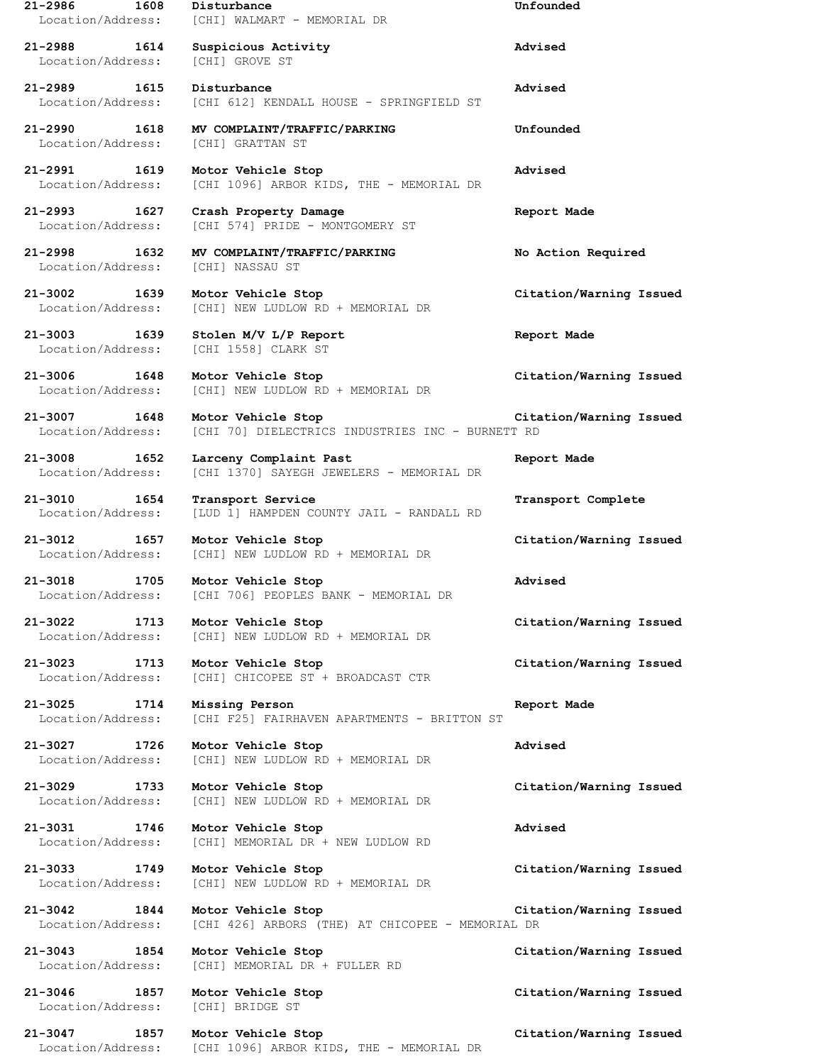**21-2986 1608 Disturbance Unfounded**
Location/Address: [CHI] WALMART - MEMORIAL DR

**21-2988 1614 Suspicious Activity Advised**
Location/Address: [CHI] GROVE ST

**21-2989 1615 Disturbance Advised**
Location/Address: [CHI 612] KENDALL HOUSE - SPRINGFIELD ST

**21-2990 1618 MV COMPLAINT/TRAFFIC/PARKING Unfounded**
Location/Address: [CHI] GRATTAN ST

**21-2991 1619 Motor Vehicle Stop Advised**
Location/Address: [CHI 1096] ARBOR KIDS, THE - MEMORIAL DR

**21-2993 1627 Crash Property Damage Report Made**
Location/Address: [CHI 574] PRIDE - MONTGOMERY ST

**21-2998 1632 MV COMPLAINT/TRAFFIC/PARKING No Action Required**
Location/Address: [CHI] NASSAU ST

**21-3002 1639 Motor Vehicle Stop Citation/Warning Issued**
Location/Address: [CHI] NEW LUDLOW RD + MEMORIAL DR

**21-3003 1639 Stolen M/V L/P Report Report Made**
Location/Address: [CHI 1558] CLARK ST

**21-3006 1648 Motor Vehicle Stop Citation/Warning Issued**
Location/Address: [CHI] NEW LUDLOW RD + MEMORIAL DR

**21-3007 1648 Motor Vehicle Stop Citation/Warning Issued**
Location/Address: [CHI 70] DIELECTRICS INDUSTRIES INC - BURNETT RD

**21-3008 1652 Larceny Complaint Past Report Made**
Location/Address: [CHI 1370] SAYEGH JEWELERS - MEMORIAL DR

**21-3010 1654 Transport Service Transport Complete**
Location/Address: [LUD 1] HAMPDEN COUNTY JAIL - RANDALL RD

**21-3012 1657 Motor Vehicle Stop Citation/Warning Issued**
Location/Address: [CHI] NEW LUDLOW RD + MEMORIAL DR

**21-3018 1705 Motor Vehicle Stop Advised**
Location/Address: [CHI 706] PEOPLES BANK - MEMORIAL DR

**21-3022 1713 Motor Vehicle Stop Citation/Warning Issued**
Location/Address: [CHI] NEW LUDLOW RD + MEMORIAL DR

**21-3023 1713 Motor Vehicle Stop Citation/Warning Issued**
Location/Address: [CHI] CHICOPEE ST + BROADCAST CTR

**21-3025 1714 Missing Person Report Made**
Location/Address: [CHI F25] FAIRHAVEN APARTMENTS - BRITTON ST

**21-3027 1726 Motor Vehicle Stop Advised**
Location/Address: [CHI] NEW LUDLOW RD + MEMORIAL DR

**21-3029 1733 Motor Vehicle Stop Citation/Warning Issued**
Location/Address: [CHI] NEW LUDLOW RD + MEMORIAL DR

**21-3031 1746 Motor Vehicle Stop Advised**
Location/Address: [CHI] MEMORIAL DR + NEW LUDLOW RD

**21-3033 1749 Motor Vehicle Stop Citation/Warning Issued**
Location/Address: [CHI] NEW LUDLOW RD + MEMORIAL DR

**21-3042 1844 Motor Vehicle Stop Citation/Warning Issued**
Location/Address: [CHI 426] ARBORS (THE) AT CHICOPEE - MEMORIAL DR

**21-3043 1854 Motor Vehicle Stop Citation/Warning Issued**
Location/Address: [CHI] MEMORIAL DR + FULLER RD

**21-3046 1857 Motor Vehicle Stop Citation/Warning Issued**
Location/Address: [CHI] BRIDGE ST

**21-3047 1857 Motor Vehicle Stop Citation/Warning Issued**
Location/Address: [CHI 1096] ARBOR KIDS, THE - MEMORIAL DR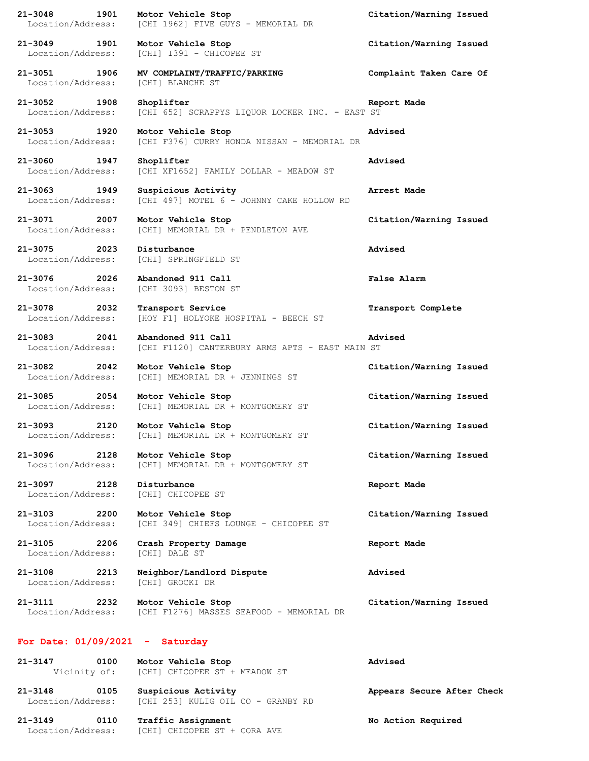**21-3048 1901 Motor Vehicle Stop** **Citation/Warning Issued**
Location/Address: [CHI 1962] FIVE GUYS - MEMORIAL DR

**21-3049 1901 Motor Vehicle Stop** **Citation/Warning Issued**
Location/Address: [CHI] I391 - CHICOPEE ST

**21-3051 1906 MV COMPLAINT/TRAFFIC/PARKING** **Complaint Taken Care Of**
Location/Address: [CHI] BLANCHE ST

**21-3052 1908 Shoplifter** **Report Made**
Location/Address: [CHI 652] SCRAPPYS LIQUOR LOCKER INC. - EAST ST

**21-3053 1920 Motor Vehicle Stop** **Advised**
Location/Address: [CHI F376] CURRY HONDA NISSAN - MEMORIAL DR

**21-3060 1947 Shoplifter** **Advised**
Location/Address: [CHI XF1652] FAMILY DOLLAR - MEADOW ST

**21-3063 1949 Suspicious Activity** **Arrest Made**
Location/Address: [CHI 497] MOTEL 6 - JOHNNY CAKE HOLLOW RD

**21-3071 2007 Motor Vehicle Stop** **Citation/Warning Issued**
Location/Address: [CHI] MEMORIAL DR + PENDLETON AVE

**21-3075 2023 Disturbance** **Advised**
Location/Address: [CHI] SPRINGFIELD ST

**21-3076 2026 Abandoned 911 Call** **False Alarm**
Location/Address: [CHI 3093] BESTON ST

**21-3078 2032 Transport Service** **Transport Complete**
Location/Address: [HOY F1] HOLYOKE HOSPITAL - BEECH ST

**21-3083 2041 Abandoned 911 Call** **Advised**
Location/Address: [CHI F1120] CANTERBURY ARMS APTS - EAST MAIN ST

**21-3082 2042 Motor Vehicle Stop** **Citation/Warning Issued**
Location/Address: [CHI] MEMORIAL DR + JENNINGS ST

**21-3085 2054 Motor Vehicle Stop** **Citation/Warning Issued**
Location/Address: [CHI] MEMORIAL DR + MONTGOMERY ST

**21-3093 2120 Motor Vehicle Stop** **Citation/Warning Issued**
Location/Address: [CHI] MEMORIAL DR + MONTGOMERY ST

**21-3096 2128 Motor Vehicle Stop** **Citation/Warning Issued**
Location/Address: [CHI] MEMORIAL DR + MONTGOMERY ST

**21-3097 2128 Disturbance** **Report Made**
Location/Address: [CHI] CHICOPEE ST

**21-3103 2200 Motor Vehicle Stop** **Citation/Warning Issued**
Location/Address: [CHI 349] CHIEFS LOUNGE - CHICOPEE ST

**21-3105 2206 Crash Property Damage** **Report Made**
Location/Address: [CHI] DALE ST

**21-3108 2213 Neighbor/Landlord Dispute** **Advised**
Location/Address: [CHI] GROCKI DR

**21-3111 2232 Motor Vehicle Stop** **Citation/Warning Issued**
Location/Address: [CHI F1276] MASSES SEAFOOD - MEMORIAL DR

## For Date: 01/09/2021 - Saturday

**21-3147 0100 Motor Vehicle Stop** **Advised**
Vicinity of: [CHI] CHICOPEE ST + MEADOW ST

**21-3148 0105 Suspicious Activity** **Appears Secure After Check**
Location/Address: [CHI 253] KULIG OIL CO - GRANBY RD

**21-3149 0110 Traffic Assignment** **No Action Required**
Location/Address: [CHI] CHICOPEE ST + CORA AVE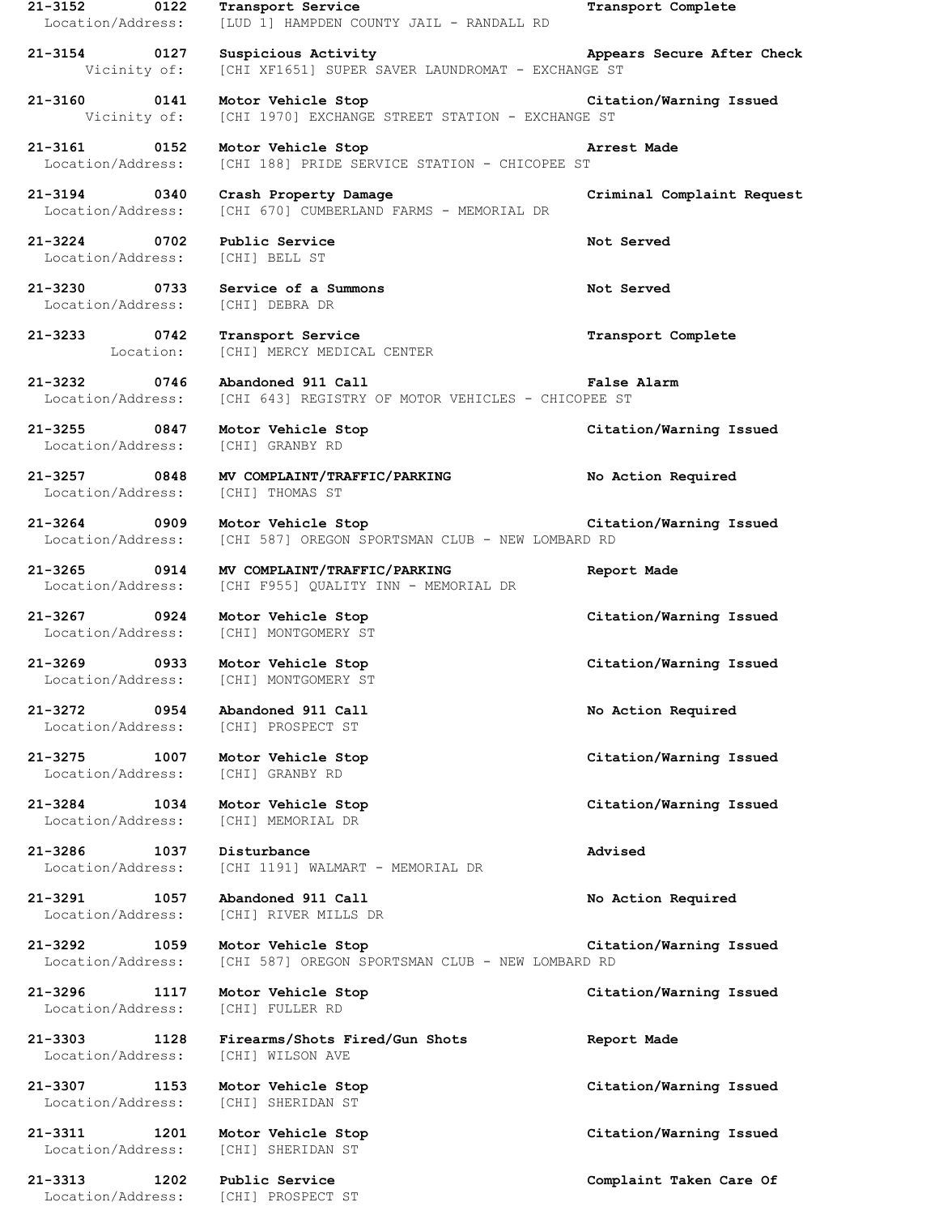**21-3152 0122 Transport Service** **Transport Complete**
Location/Address: [LUD 1] HAMPDEN COUNTY JAIL - RANDALL RD

**21-3154 0127 Suspicious Activity** **Appears Secure After Check**
Vicinity of: [CHI XF1651] SUPER SAVER LAUNDROMAT - EXCHANGE ST

**21-3160 0141 Motor Vehicle Stop** **Citation/Warning Issued**
Vicinity of: [CHI 1970] EXCHANGE STREET STATION - EXCHANGE ST

**21-3161 0152 Motor Vehicle Stop** **Arrest Made**
Location/Address: [CHI 188] PRIDE SERVICE STATION - CHICOPEE ST

**21-3194 0340 Crash Property Damage** **Criminal Complaint Request**
Location/Address: [CHI 670] CUMBERLAND FARMS - MEMORIAL DR

**21-3224 0702 Public Service** **Not Served**
Location/Address: [CHI] BELL ST

**21-3230 0733 Service of a Summons** **Not Served**
Location/Address: [CHI] DEBRA DR

**21-3233 0742 Transport Service** **Transport Complete**
Location: [CHI] MERCY MEDICAL CENTER

**21-3232 0746 Abandoned 911 Call** **False Alarm**
Location/Address: [CHI 643] REGISTRY OF MOTOR VEHICLES - CHICOPEE ST

**21-3255 0847 Motor Vehicle Stop** **Citation/Warning Issued**
Location/Address: [CHI] GRANBY RD

**21-3257 0848 MV COMPLAINT/TRAFFIC/PARKING** **No Action Required**
Location/Address: [CHI] THOMAS ST

**21-3264 0909 Motor Vehicle Stop** **Citation/Warning Issued**
Location/Address: [CHI 587] OREGON SPORTSMAN CLUB - NEW LOMBARD RD

**21-3265 0914 MV COMPLAINT/TRAFFIC/PARKING** **Report Made**
Location/Address: [CHI F955] QUALITY INN - MEMORIAL DR

**21-3267 0924 Motor Vehicle Stop** **Citation/Warning Issued**
Location/Address: [CHI] MONTGOMERY ST

**21-3269 0933 Motor Vehicle Stop** **Citation/Warning Issued**
Location/Address: [CHI] MONTGOMERY ST

**21-3272 0954 Abandoned 911 Call** **No Action Required**
Location/Address: [CHI] PROSPECT ST

**21-3275 1007 Motor Vehicle Stop** **Citation/Warning Issued**
Location/Address: [CHI] GRANBY RD

**21-3284 1034 Motor Vehicle Stop** **Citation/Warning Issued**
Location/Address: [CHI] MEMORIAL DR

**21-3286 1037 Disturbance** **Advised**
Location/Address: [CHI 1191] WALMART - MEMORIAL DR

**21-3291 1057 Abandoned 911 Call** **No Action Required**
Location/Address: [CHI] RIVER MILLS DR

**21-3292 1059 Motor Vehicle Stop** **Citation/Warning Issued**
Location/Address: [CHI 587] OREGON SPORTSMAN CLUB - NEW LOMBARD RD

**21-3296 1117 Motor Vehicle Stop** **Citation/Warning Issued**
Location/Address: [CHI] FULLER RD

**21-3303 1128 Firearms/Shots Fired/Gun Shots** **Report Made**
Location/Address: [CHI] WILSON AVE

**21-3307 1153 Motor Vehicle Stop** **Citation/Warning Issued**
Location/Address: [CHI] SHERIDAN ST

**21-3311 1201 Motor Vehicle Stop** **Citation/Warning Issued**
Location/Address: [CHI] SHERIDAN ST

**21-3313 1202 Public Service** **Complaint Taken Care Of**
Location/Address: [CHI] PROSPECT ST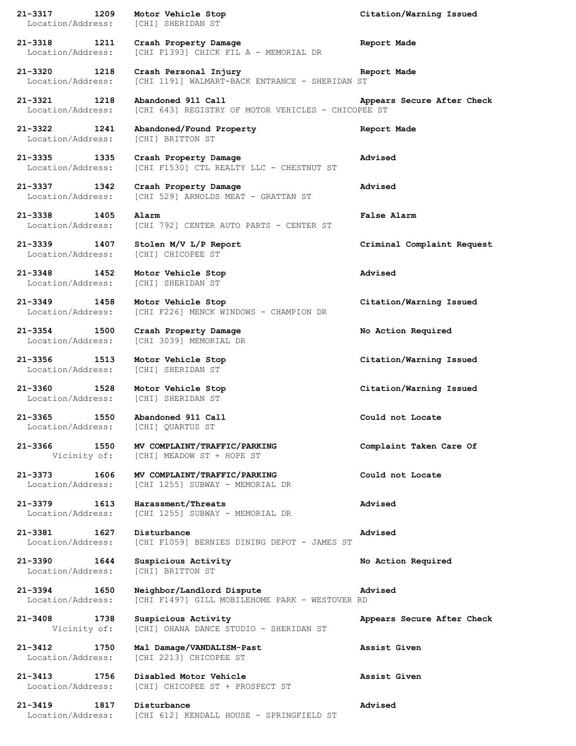**21-3317 1209 Motor Vehicle Stop** **Citation/Warning Issued**
Location/Address: [CHI] SHERIDAN ST

**21-3318 1211 Crash Property Damage** **Report Made**
Location/Address: [CHI F1393] CHICK FIL A - MEMORIAL DR

**21-3320 1218 Crash Personal Injury** **Report Made**
Location/Address: [CHI 1191] WALMART-BACK ENTRANCE - SHERIDAN ST

**21-3321 1218 Abandoned 911 Call** **Appears Secure After Check**
Location/Address: [CHI 643] REGISTRY OF MOTOR VEHICLES - CHICOPEE ST

**21-3322 1241 Abandoned/Found Property** **Report Made**
Location/Address: [CHI] BRITTON ST

**21-3335 1335 Crash Property Damage** **Advised**
Location/Address: [CHI F1530] CTL REALTY LLC - CHESTNUT ST

**21-3337 1342 Crash Property Damage** **Advised**
Location/Address: [CHI 529] ARNOLDS MEAT - GRATTAN ST

**21-3338 1405 Alarm** **False Alarm**
Location/Address: [CHI 792] CENTER AUTO PARTS - CENTER ST

**21-3339 1407 Stolen M/V L/P Report** **Criminal Complaint Request**
Location/Address: [CHI] CHICOPEE ST

**21-3348 1452 Motor Vehicle Stop** **Advised**
Location/Address: [CHI] SHERIDAN ST

**21-3349 1458 Motor Vehicle Stop** **Citation/Warning Issued**
Location/Address: [CHI F226] MENCK WINDOWS - CHAMPION DR

**21-3354 1500 Crash Property Damage** **No Action Required**
Location/Address: [CHI 3039] MEMORIAL DR

**21-3356 1513 Motor Vehicle Stop** **Citation/Warning Issued**
Location/Address: [CHI] SHERIDAN ST

**21-3360 1528 Motor Vehicle Stop** **Citation/Warning Issued**
Location/Address: [CHI] SHERIDAN ST

**21-3365 1550 Abandoned 911 Call** **Could not Locate**
Location/Address: [CHI] QUARTUS ST

**21-3366 1550 MV COMPLAINT/TRAFFIC/PARKING** **Complaint Taken Care Of**
Vicinity of: [CHI] MEADOW ST + HOPE ST

**21-3373 1606 MV COMPLAINT/TRAFFIC/PARKING** **Could not Locate**
Location/Address: [CHI 1255] SUBWAY - MEMORIAL DR

**21-3379 1613 Harassment/Threats** **Advised**
Location/Address: [CHI 1255] SUBWAY - MEMORIAL DR

**21-3381 1627 Disturbance** **Advised**
Location/Address: [CHI F1059] BERNIES DINING DEPOT - JAMES ST

**21-3390 1644 Suspicious Activity** **No Action Required**
Location/Address: [CHI] BRITTON ST

**21-3394 1650 Neighbor/Landlord Dispute** **Advised**
Location/Address: [CHI F1497] GILL MOBILEHOME PARK - WESTOVER RD

**21-3408 1738 Suspicious Activity** **Appears Secure After Check**
Vicinity of: [CHI] OHANA DANCE STUDIO - SHERIDAN ST

**21-3412 1750 Mal Damage/VANDALISM-Past** **Assist Given**
Location/Address: [CHI 2213] CHICOPEE ST

**21-3413 1756 Disabled Motor Vehicle** **Assist Given**
Location/Address: [CHI] CHICOPEE ST + PROSPECT ST

**21-3419 1817 Disturbance** **Advised**
Location/Address: [CHI 612] KENDALL HOUSE - SPRINGFIELD ST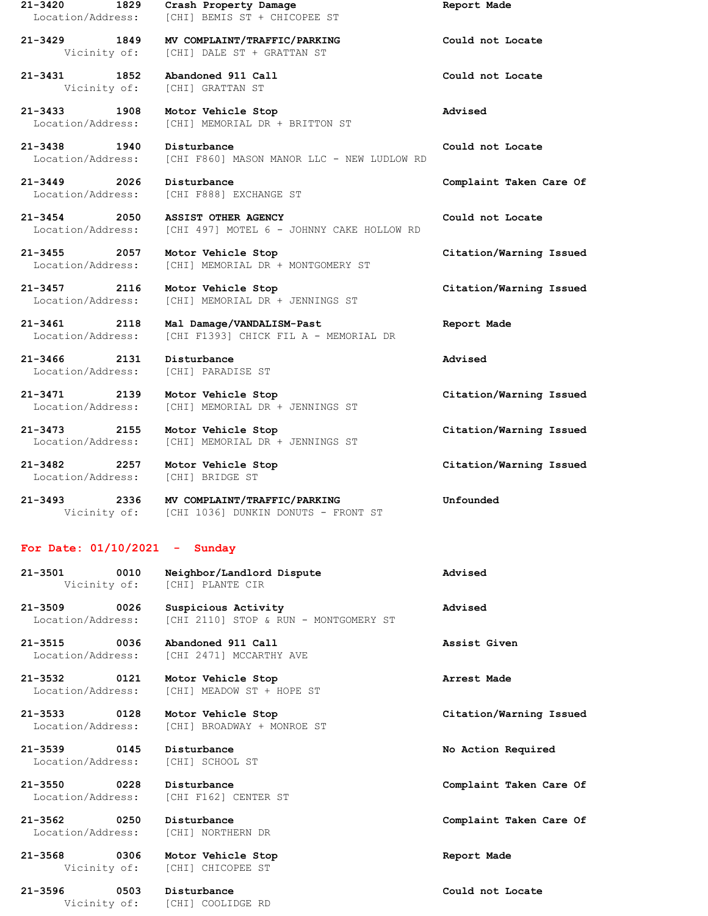**21-3420 1829 Crash Property Damage** **Report Made**
Location/Address: [CHI] BEMIS ST + CHICOPEE ST

**21-3429 1849 MV COMPLAINT/TRAFFIC/PARKING** **Could not Locate**
Vicinity of: [CHI] DALE ST + GRATTAN ST

**21-3431 1852 Abandoned 911 Call** **Could not Locate**
Vicinity of: [CHI] GRATTAN ST

**21-3433 1908 Motor Vehicle Stop** **Advised**
Location/Address: [CHI] MEMORIAL DR + BRITTON ST

**21-3438 1940 Disturbance** **Could not Locate**
Location/Address: [CHI F860] MASON MANOR LLC - NEW LUDLOW RD

**21-3449 2026 Disturbance** **Complaint Taken Care Of**
Location/Address: [CHI F888] EXCHANGE ST

**21-3454 2050 ASSIST OTHER AGENCY** **Could not Locate**
Location/Address: [CHI 497] MOTEL 6 - JOHNNY CAKE HOLLOW RD

**21-3455 2057 Motor Vehicle Stop** **Citation/Warning Issued**
Location/Address: [CHI] MEMORIAL DR + MONTGOMERY ST

**21-3457 2116 Motor Vehicle Stop** **Citation/Warning Issued**
Location/Address: [CHI] MEMORIAL DR + JENNINGS ST

**21-3461 2118 Mal Damage/VANDALISM-Past** **Report Made**
Location/Address: [CHI F1393] CHICK FIL A - MEMORIAL DR

**21-3466 2131 Disturbance** **Advised**
Location/Address: [CHI] PARADISE ST

**21-3471 2139 Motor Vehicle Stop** **Citation/Warning Issued**
Location/Address: [CHI] MEMORIAL DR + JENNINGS ST

**21-3473 2155 Motor Vehicle Stop** **Citation/Warning Issued**
Location/Address: [CHI] MEMORIAL DR + JENNINGS ST

**21-3482 2257 Motor Vehicle Stop** **Citation/Warning Issued**
Location/Address: [CHI] BRIDGE ST

**21-3493 2336 MV COMPLAINT/TRAFFIC/PARKING** **Unfounded**
Vicinity of: [CHI 1036] DUNKIN DONUTS - FRONT ST

## For Date: 01/10/2021 - Sunday

**21-3501 0010 Neighbor/Landlord Dispute** **Advised**
Vicinity of: [CHI] PLANTE CIR

**21-3509 0026 Suspicious Activity** **Advised**
Location/Address: [CHI 2110] STOP & RUN - MONTGOMERY ST

**21-3515 0036 Abandoned 911 Call** **Assist Given**
Location/Address: [CHI 2471] MCCARTHY AVE

**21-3532 0121 Motor Vehicle Stop** **Arrest Made**
Location/Address: [CHI] MEADOW ST + HOPE ST

**21-3533 0128 Motor Vehicle Stop** **Citation/Warning Issued**
Location/Address: [CHI] BROADWAY + MONROE ST

**21-3539 0145 Disturbance** **No Action Required**
Location/Address: [CHI] SCHOOL ST

**21-3550 0228 Disturbance** **Complaint Taken Care Of**
Location/Address: [CHI F162] CENTER ST

**21-3562 0250 Disturbance** **Complaint Taken Care Of**
Location/Address: [CHI] NORTHERN DR

**21-3568 0306 Motor Vehicle Stop** **Report Made**
Vicinity of: [CHI] CHICOPEE ST

**21-3596 0503 Disturbance** **Could not Locate**
Vicinity of: [CHI] COOLIDGE RD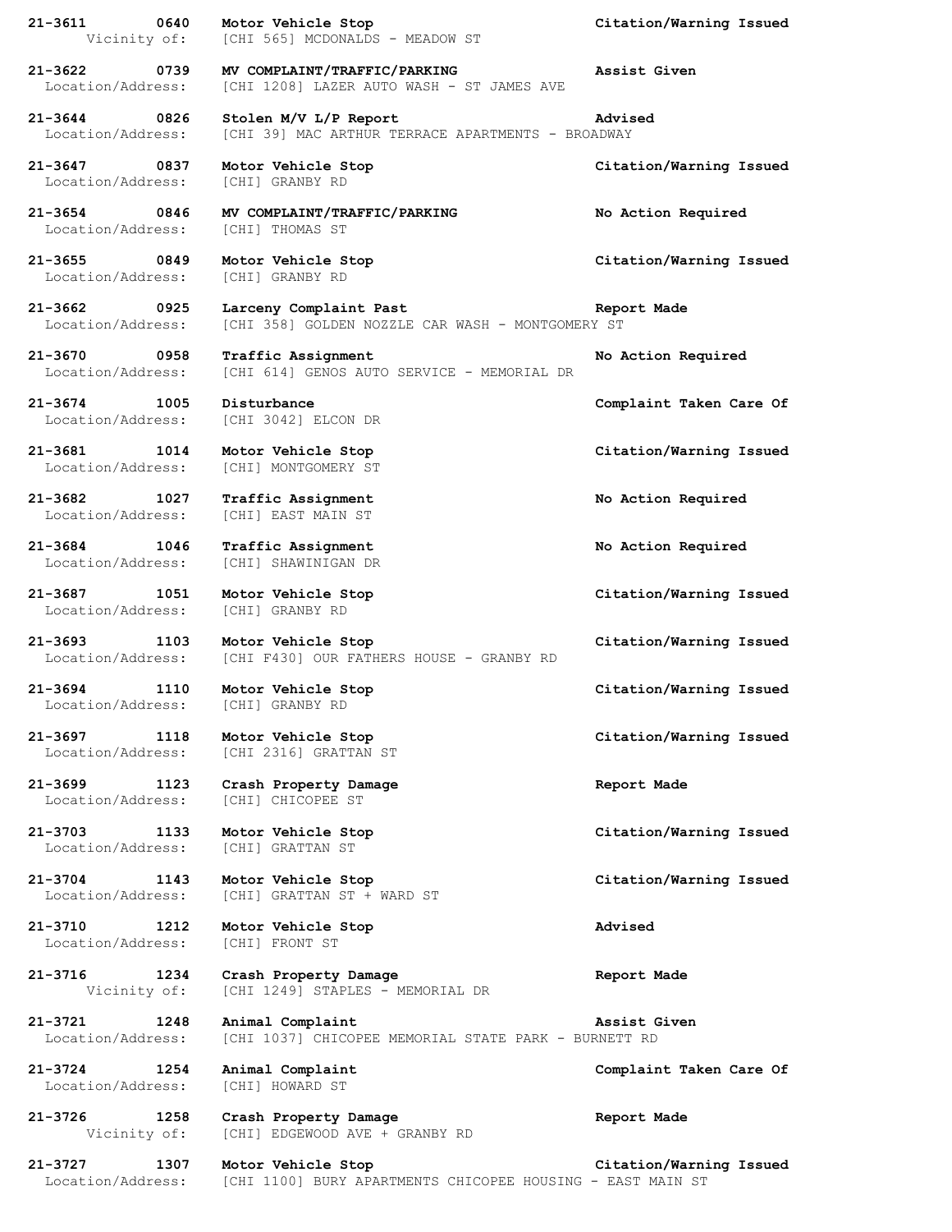**21-3611 0640 Motor Vehicle Stop Citation/Warning Issued**
Vicinity of: [CHI 565] MCDONALDS - MEADOW ST

**21-3622 0739 MV COMPLAINT/TRAFFIC/PARKING Assist Given**
Location/Address: [CHI 1208] LAZER AUTO WASH - ST JAMES AVE

**21-3644 0826 Stolen M/V L/P Report Advised**
Location/Address: [CHI 39] MAC ARTHUR TERRACE APARTMENTS - BROADWAY

**21-3647 0837 Motor Vehicle Stop Citation/Warning Issued**
Location/Address: [CHI] GRANBY RD

**21-3654 0846 MV COMPLAINT/TRAFFIC/PARKING No Action Required**
Location/Address: [CHI] THOMAS ST

**21-3655 0849 Motor Vehicle Stop Citation/Warning Issued**
Location/Address: [CHI] GRANBY RD

**21-3662 0925 Larceny Complaint Past Report Made**
Location/Address: [CHI 358] GOLDEN NOZZLE CAR WASH - MONTGOMERY ST

**21-3670 0958 Traffic Assignment No Action Required**
Location/Address: [CHI 614] GENOS AUTO SERVICE - MEMORIAL DR

**21-3674 1005 Disturbance Complaint Taken Care Of**
Location/Address: [CHI 3042] ELCON DR

**21-3681 1014 Motor Vehicle Stop Citation/Warning Issued**
Location/Address: [CHI] MONTGOMERY ST

**21-3682 1027 Traffic Assignment No Action Required**
Location/Address: [CHI] EAST MAIN ST

**21-3684 1046 Traffic Assignment No Action Required**
Location/Address: [CHI] SHAWINIGAN DR

**21-3687 1051 Motor Vehicle Stop Citation/Warning Issued**
Location/Address: [CHI] GRANBY RD

**21-3693 1103 Motor Vehicle Stop Citation/Warning Issued**
Location/Address: [CHI F430] OUR FATHERS HOUSE - GRANBY RD

**21-3694 1110 Motor Vehicle Stop Citation/Warning Issued**
Location/Address: [CHI] GRANBY RD

**21-3697 1118 Motor Vehicle Stop Citation/Warning Issued**
Location/Address: [CHI 2316] GRATTAN ST

**21-3699 1123 Crash Property Damage Report Made**
Location/Address: [CHI] CHICOPEE ST

**21-3703 1133 Motor Vehicle Stop Citation/Warning Issued**
Location/Address: [CHI] GRATTAN ST

**21-3704 1143 Motor Vehicle Stop Citation/Warning Issued**
Location/Address: [CHI] GRATTAN ST + WARD ST

**21-3710 1212 Motor Vehicle Stop Advised**
Location/Address: [CHI] FRONT ST

**21-3716 1234 Crash Property Damage Report Made**
Vicinity of: [CHI 1249] STAPLES - MEMORIAL DR

**21-3721 1248 Animal Complaint Assist Given**
Location/Address: [CHI 1037] CHICOPEE MEMORIAL STATE PARK - BURNETT RD

**21-3724 1254 Animal Complaint Complaint Taken Care Of**
Location/Address: [CHI] HOWARD ST

**21-3726 1258 Crash Property Damage Report Made**
Vicinity of: [CHI] EDGEWOOD AVE + GRANBY RD

**21-3727 1307 Motor Vehicle Stop Citation/Warning Issued**
Location/Address: [CHI 1100] BURY APARTMENTS CHICOPEE HOUSING - EAST MAIN ST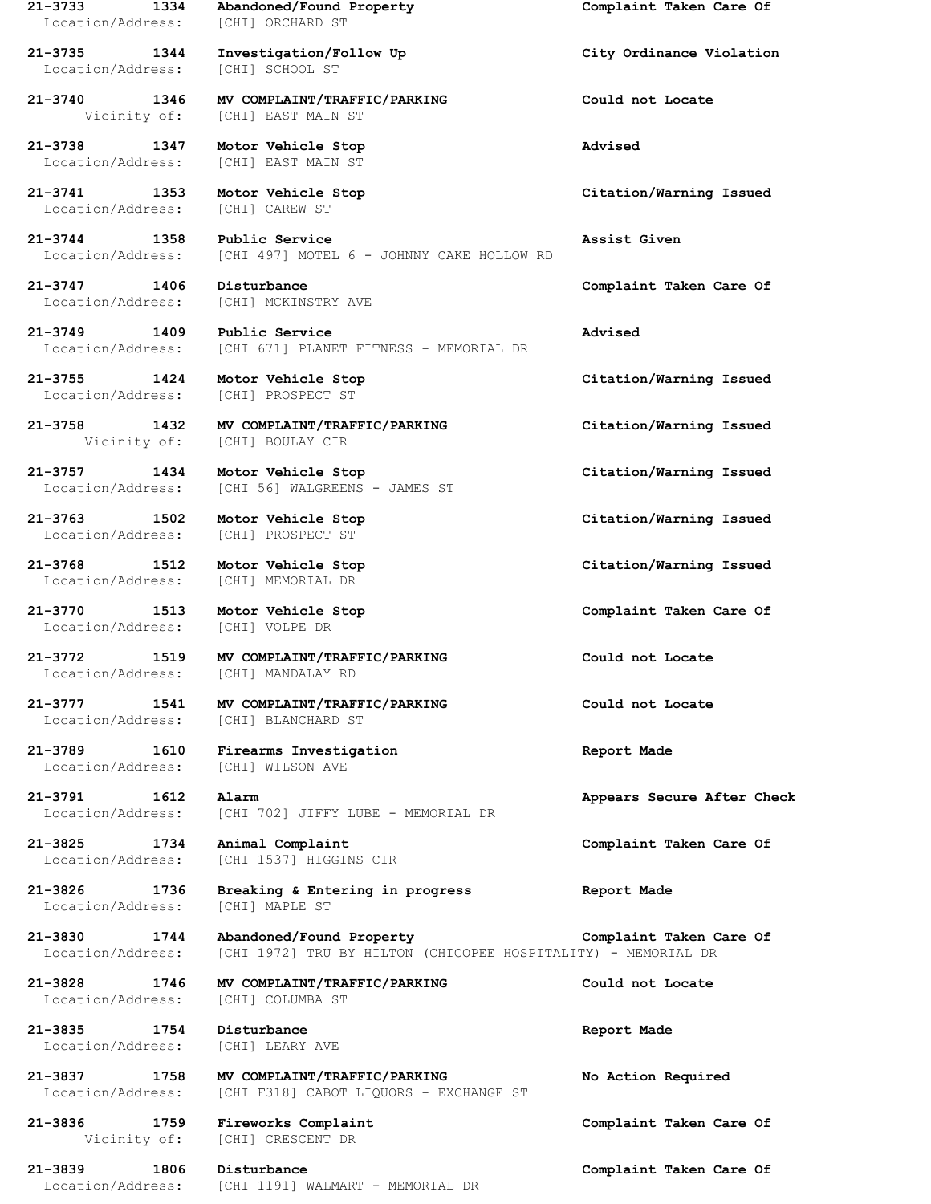**21-3733 1334 Abandoned/Found Property Complaint Taken Care Of**
Location/Address: [CHI] ORCHARD ST

**21-3735 1344 Investigation/Follow Up City Ordinance Violation**
Location/Address: [CHI] SCHOOL ST

**21-3740 1346 MV COMPLAINT/TRAFFIC/PARKING Could not Locate**
Vicinity of: [CHI] EAST MAIN ST

**21-3738 1347 Motor Vehicle Stop Advised**
Location/Address: [CHI] EAST MAIN ST

**21-3741 1353 Motor Vehicle Stop Citation/Warning Issued**
Location/Address: [CHI] CAREW ST

**21-3744 1358 Public Service Assist Given**
Location/Address: [CHI 497] MOTEL 6 - JOHNNY CAKE HOLLOW RD

**21-3747 1406 Disturbance Complaint Taken Care Of**
Location/Address: [CHI] MCKINSTRY AVE

**21-3749 1409 Public Service Advised**
Location/Address: [CHI 671] PLANET FITNESS - MEMORIAL DR

**21-3755 1424 Motor Vehicle Stop Citation/Warning Issued**
Location/Address: [CHI] PROSPECT ST

**21-3758 1432 MV COMPLAINT/TRAFFIC/PARKING Citation/Warning Issued**
Vicinity of: [CHI] BOULAY CIR

**21-3757 1434 Motor Vehicle Stop Citation/Warning Issued**
Location/Address: [CHI 56] WALGREENS - JAMES ST

**21-3763 1502 Motor Vehicle Stop Citation/Warning Issued**
Location/Address: [CHI] PROSPECT ST

**21-3768 1512 Motor Vehicle Stop Citation/Warning Issued**
Location/Address: [CHI] MEMORIAL DR

**21-3770 1513 Motor Vehicle Stop Complaint Taken Care Of**
Location/Address: [CHI] VOLPE DR

**21-3772 1519 MV COMPLAINT/TRAFFIC/PARKING Could not Locate**
Location/Address: [CHI] MANDALAY RD

**21-3777 1541 MV COMPLAINT/TRAFFIC/PARKING Could not Locate**
Location/Address: [CHI] BLANCHARD ST

**21-3789 1610 Firearms Investigation Report Made**
Location/Address: [CHI] WILSON AVE

**21-3791 1612 Alarm Appears Secure After Check**
Location/Address: [CHI 702] JIFFY LUBE - MEMORIAL DR

**21-3825 1734 Animal Complaint Complaint Taken Care Of**
Location/Address: [CHI 1537] HIGGINS CIR

**21-3826 1736 Breaking & Entering in progress Report Made**
Location/Address: [CHI] MAPLE ST

**21-3830 1744 Abandoned/Found Property Complaint Taken Care Of**
Location/Address: [CHI 1972] TRU BY HILTON (CHICOPEE HOSPITALITY) - MEMORIAL DR

**21-3828 1746 MV COMPLAINT/TRAFFIC/PARKING Could not Locate**
Location/Address: [CHI] COLUMBA ST

**21-3835 1754 Disturbance Report Made**
Location/Address: [CHI] LEARY AVE

**21-3837 1758 MV COMPLAINT/TRAFFIC/PARKING No Action Required**
Location/Address: [CHI F318] CABOT LIQUORS - EXCHANGE ST

**21-3836 1759 Fireworks Complaint Complaint Taken Care Of**
Vicinity of: [CHI] CRESCENT DR

**21-3839 1806 Disturbance Complaint Taken Care Of**
Location/Address: [CHI 1191] WALMART - MEMORIAL DR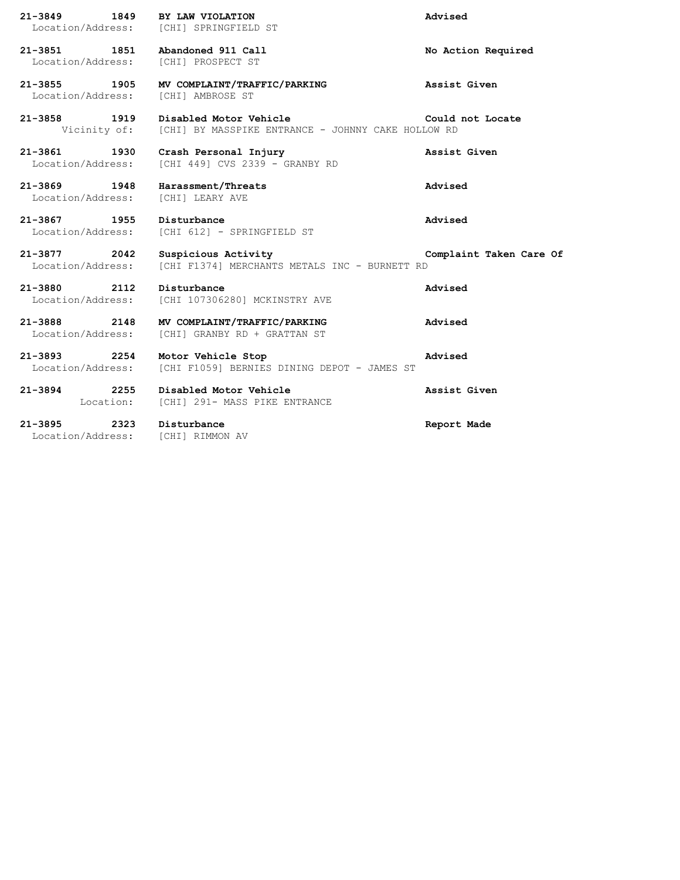**21-3849 1849 BY LAW VIOLATION** **Advised**
Location/Address: [CHI] SPRINGFIELD ST

**21-3851 1851 Abandoned 911 Call** **No Action Required**
Location/Address: [CHI] PROSPECT ST

**21-3855 1905 MV COMPLAINT/TRAFFIC/PARKING** **Assist Given**
Location/Address: [CHI] AMBROSE ST

**21-3858 1919 Disabled Motor Vehicle** **Could not Locate**
Vicinity of: [CHI] BY MASSPIKE ENTRANCE - JOHNNY CAKE HOLLOW RD

**21-3861 1930 Crash Personal Injury** **Assist Given**
Location/Address: [CHI 449] CVS 2339 - GRANBY RD

**21-3869 1948 Harassment/Threats** **Advised**
Location/Address: [CHI] LEARY AVE

**21-3867 1955 Disturbance** **Advised**
Location/Address: [CHI 612] - SPRINGFIELD ST

**21-3877 2042 Suspicious Activity** **Complaint Taken Care Of**
Location/Address: [CHI F1374] MERCHANTS METALS INC - BURNETT RD

**21-3880 2112 Disturbance** **Advised**
Location/Address: [CHI 107306280] MCKINSTRY AVE

**21-3888 2148 MV COMPLAINT/TRAFFIC/PARKING** **Advised**
Location/Address: [CHI] GRANBY RD + GRATTAN ST

**21-3893 2254 Motor Vehicle Stop** **Advised**
Location/Address: [CHI F1059] BERNIES DINING DEPOT - JAMES ST

**21-3894 2255 Disabled Motor Vehicle** **Assist Given**
Location: [CHI] 291- MASS PIKE ENTRANCE

**21-3895 2323 Disturbance** **Report Made**
Location/Address: [CHI] RIMMON AV